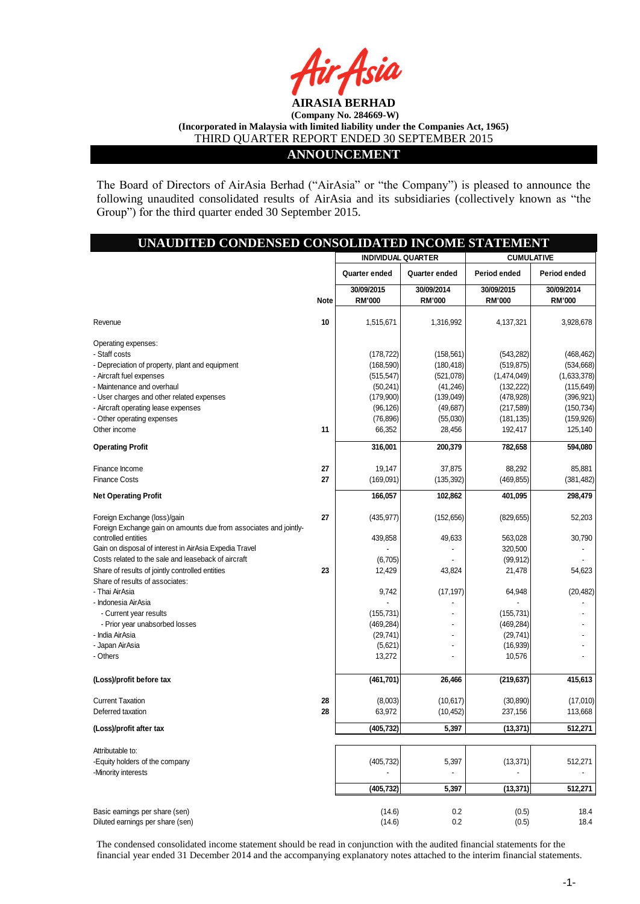**AIRASIA BERHAD**

**(Company No. 284669-W)**

**(Incorporated in Malaysia with limited liability under the Companies Act, 1965)**

THIRD QUARTER REPORT ENDED 30 SEPTEMBER 2015

## ANNOUNCEMENT

The Board of Directors of AirAsia Berhad ("AirAsia" or "the Company") is pleased to announce the following unaudited consolidated results of AirAsia and its subsidiaries (collectively known as "the Group") for the third quarter ended 30 September 2015.

## UNAUDITED CONDENSED CONSOLIDATED INCOME STATEMENT

| | | INDIVIDUAL QUARTER | | CUMULATIVE | |
|---|---|---|---|---|---|
| | | Quarter ended | Quarter ended | Period ended | Period ended |
| | Note | 30/09/2015 RM'000 | 30/09/2014 RM'000 | 30/09/2015 RM'000 | 30/09/2014 RM'000 |
| Revenue | 10 | 1,515,671 | 1,316,992 | 4,137,321 | 3,928,678 |
| Operating expenses: | | | | | |
| - Staff costs | | (178,722) | (158,561) | (543,282) | (468,462) |
| - Depreciation of property, plant and equipment | | (168,590) | (180,418) | (519,875) | (534,668) |
| - Aircraft fuel expenses | | (515,547) | (521,078) | (1,474,049) | (1,633,378) |
| - Maintenance and overhaul | | (50,241) | (41,246) | (132,222) | (115,649) |
| - User charges and other related expenses | | (179,900) | (139,049) | (478,928) | (396,921) |
| - Aircraft operating lease expenses | | (96,126) | (49,687) | (217,589) | (150,734) |
| - Other operating expenses | | (76,896) | (55,030) | (181,135) | (159,926) |
| Other income | 11 | 66,352 | 28,456 | 192,417 | 125,140 |
| **Operating Profit** | | **316,001** | **200,379** | **782,658** | **594,080** |
| Finance Income | 27 | 19,147 | 37,875 | 88,292 | 85,881 |
| Finance Costs | 27 | (169,091) | (135,392) | (469,855) | (381,482) |
| **Net Operating Profit** | | **166,057** | **102,862** | **401,095** | **298,479** |
| Foreign Exchange (loss)/gain | 27 | (435,977) | (152,656) | (829,655) | 52,203 |
| Foreign Exchange gain on amounts due from associates and jointly-controlled entities | | 439,858 | 49,633 | 563,028 | 30,790 |
| Gain on disposal of interest in AirAsia Expedia Travel | | - | - | 320,500 | - |
| Costs related to the sale and leaseback of aircraft | | (6,705) | - | (99,912) | - |
| Share of results of jointly controlled entities | 23 | 12,429 | 43,824 | 21,478 | 54,623 |
| Share of results of associates: | | | | | |
| - Thai AirAsia | | 9,742 | (17,197) | 64,948 | (20,482) |
| - Indonesia AirAsia | | - | - | - | - |
| - Current year results | | (155,731) | - | (155,731) | - |
| - Prior year unabsorbed losses | | (469,284) | - | (469,284) | - |
| - India AirAsia | | (29,741) | - | (29,741) | - |
| - Japan AirAsia | | (5,621) | - | (16,939) | - |
| - Others | | 13,272 | - | 10,576 | - |
| **(Loss)/profit before tax** | | **(461,701)** | **26,466** | **(219,637)** | **415,613** |
| Current Taxation | 28 | (8,003) | (10,617) | (30,890) | (17,010) |
| Deferred taxation | 28 | 63,972 | (10,452) | 237,156 | 113,668 |
| **(Loss)/profit after tax** | | **(405,732)** | **5,397** | **(13,371)** | **512,271** |
| Attributable to: | | | | | |
| -Equity holders of the company | | (405,732) | 5,397 | (13,371) | 512,271 |
| -Minority interests | | - | - | - | - |
| | | **(405,732)** | **5,397** | **(13,371)** | **512,271** |
| Basic earnings per share (sen) | | (14.6) | 0.2 | (0.5) | 18.4 |
| Diluted earnings per share (sen) | | (14.6) | 0.2 | (0.5) | 18.4 |

The condensed consolidated income statement should be read in conjunction with the audited financial statements for the financial year ended 31 December 2014 and the accompanying explanatory notes attached to the interim financial statements.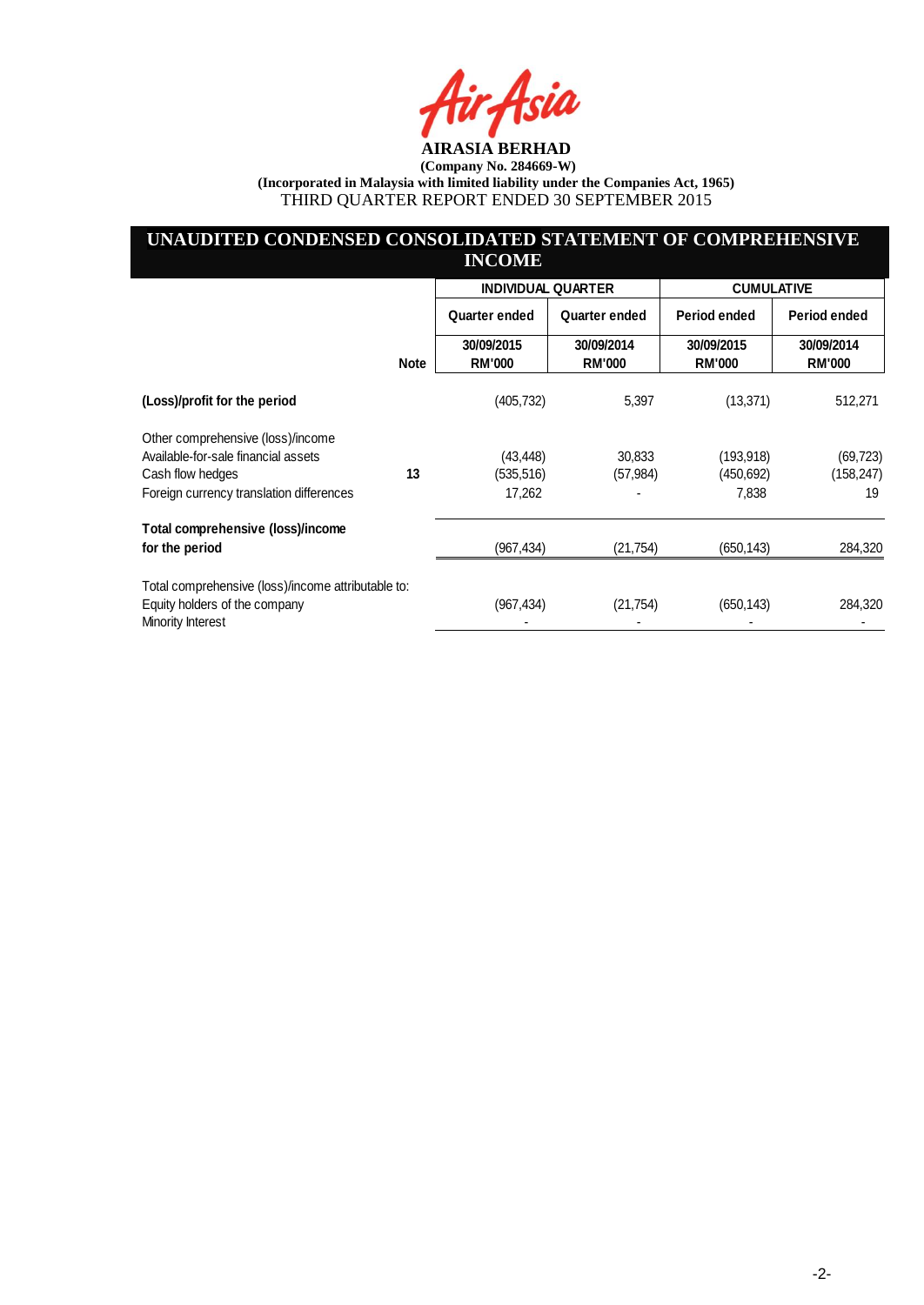**AIRASIA BERHAD**
**(Company No. 284669-W)**
**(Incorporated in Malaysia with limited liability under the Companies Act, 1965)**
THIRD QUARTER REPORT ENDED 30 SEPTEMBER 2015

## UNAUDITED CONDENSED CONSOLIDATED STATEMENT OF COMPREHENSIVE INCOME

| | Note | INDIVIDUAL QUARTER | | CUMULATIVE | |
|---|---|---|---|---|---|
| | | Quarter ended | Quarter ended | Period ended | Period ended |
| | | 30/09/2015<br>RM'000 | 30/09/2014<br>RM'000 | 30/09/2015<br>RM'000 | 30/09/2014<br>RM'000 |
| **(Loss)/profit for the period** | | (405,732) | 5,397 | (13,371) | 512,271 |
| Other comprehensive (loss)/income | | | | | |
| Available-for-sale financial assets | | (43,448) | 30,833 | (193,918) | (69,723) |
| Cash flow hedges | 13 | (535,516) | (57,984) | (450,692) | (158,247) |
| Foreign currency translation differences | | 17,262 | - | 7,838 | 19 |
| **Total comprehensive (loss)/income for the period** | | (967,434) | (21,754) | (650,143) | 284,320 |
| Total comprehensive (loss)/income attributable to: | | | | | |
| Equity holders of the company | | (967,434) | (21,754) | (650,143) | 284,320 |
| Minority Interest | | - | - | - | - |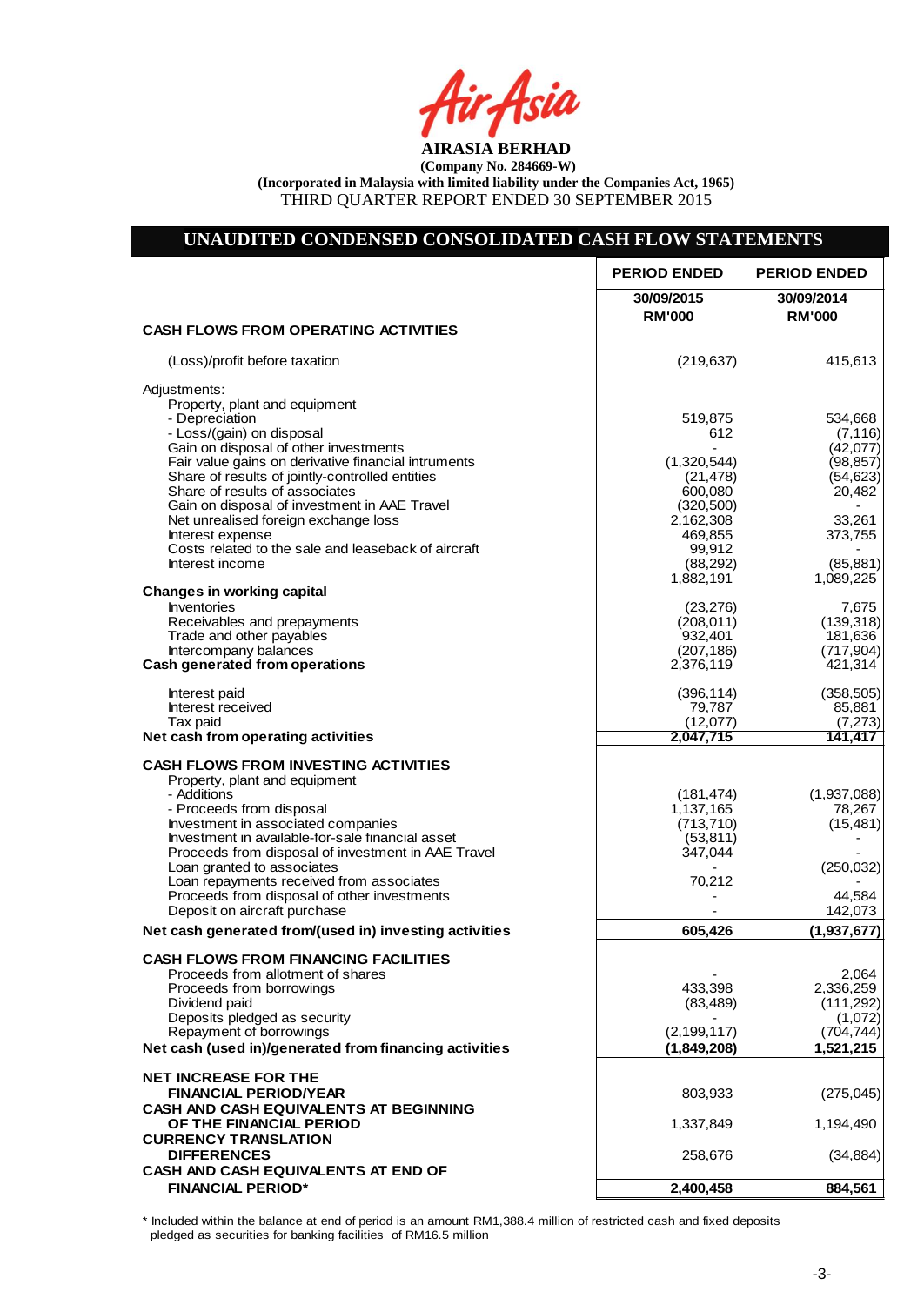**AIRASIA BERHAD**

**(Company No. 284669-W)**

**(Incorporated in Malaysia with limited liability under the Companies Act, 1965)**

THIRD QUARTER REPORT ENDED 30 SEPTEMBER 2015

## UNAUDITED CONDENSED CONSOLIDATED CASH FLOW STATEMENTS

| | PERIOD ENDED | PERIOD ENDED |
|---|---|---|
| | 30/09/2015 | 30/09/2014 |
| | RM'000 | RM'000 |
| **CASH FLOWS FROM OPERATING ACTIVITIES** | | |
| (Loss)/profit before taxation | (219,637) | 415,613 |
| Adjustments: | | |
| Property, plant and equipment | | |
| - Depreciation | 519,875 | 534,668 |
| - Loss/(gain) on disposal | 612 | (7,116) |
| Gain on disposal of other investments | - | (42,077) |
| Fair value gains on derivative financial intruments | (1,320,544) | (98,857) |
| Share of results of jointly-controlled entities | (21,478) | (54,623) |
| Share of results of associates | 600,080 | 20,482 |
| Gain on disposal of investment in AAE Travel | (320,500) | - |
| Net unrealised foreign exchange loss | 2,162,308 | 33,261 |
| Interest expense | 469,855 | 373,755 |
| Costs related to the sale and leaseback of aircraft | 99,912 | - |
| Interest income | (88,292) | (85,881) |
| | 1,882,191 | 1,089,225 |
| **Changes in working capital** | | |
| Inventories | (23,276) | 7,675 |
| Receivables and prepayments | (208,011) | (139,318) |
| Trade and other payables | 932,401 | 181,636 |
| Intercompany balances | (207,186) | (717,904) |
| **Cash generated from operations** | 2,376,119 | 421,314 |
| Interest paid | (396,114) | (358,505) |
| Interest received | 79,787 | 85,881 |
| Tax paid | (12,077) | (7,273) |
| **Net cash from operating activities** | **2,047,715** | **141,417** |
| **CASH FLOWS FROM INVESTING ACTIVITIES** | | |
| Property, plant and equipment | | |
| - Additions | (181,474) | (1,937,088) |
| - Proceeds from disposal | 1,137,165 | 78,267 |
| Investment in associated companies | (713,710) | (15,481) |
| Investment in available-for-sale financial asset | (53,811) | - |
| Proceeds from disposal of investment in AAE Travel | 347,044 | - |
| Loan granted to associates | - | (250,032) |
| Loan repayments received from associates | 70,212 | - |
| Proceeds from disposal of other investments | - | 44,584 |
| Deposit on aircraft purchase | - | 142,073 |
| **Net cash generated from/(used in) investing activities** | **605,426** | **(1,937,677)** |
| **CASH FLOWS FROM FINANCING FACILITIES** | | |
| Proceeds from allotment of shares | - | 2,064 |
| Proceeds from borrowings | 433,398 | 2,336,259 |
| Dividend paid | (83,489) | (111,292) |
| Deposits pledged as security | - | (1,072) |
| Repayment of borrowings | (2,199,117) | (704,744) |
| **Net cash (used in)/generated from financing activities** | **(1,849,208)** | **1,521,215** |
| **NET INCREASE FOR THE FINANCIAL PERIOD/YEAR** | 803,933 | (275,045) |
| **CASH AND CASH EQUIVALENTS AT BEGINNING OF THE FINANCIAL PERIOD** | 1,337,849 | 1,194,490 |
| **CURRENCY TRANSLATION DIFFERENCES** | 258,676 | (34,884) |
| **CASH AND CASH EQUIVALENTS AT END OF FINANCIAL PERIOD*** | **2,400,458** | **884,561** |

\* Included within the balance at end of period is an amount RM1,388.4 million of restricted cash and fixed deposits pledged as securities for banking facilities of RM16.5 million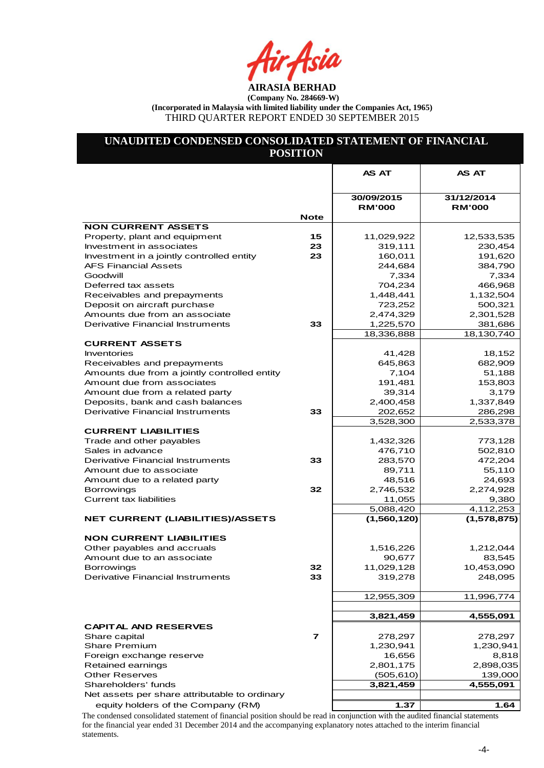**AIRASIA BERHAD**

**(Company No. 284669-W)**

**(Incorporated in Malaysia with limited liability under the Companies Act, 1965)**

THIRD QUARTER REPORT ENDED 30 SEPTEMBER 2015

## UNAUDITED CONDENSED CONSOLIDATED STATEMENT OF FINANCIAL POSITION

| | Note | AS AT 30/09/2015 RM'000 | AS AT 31/12/2014 RM'000 |
|---|---|---|---|
| **NON CURRENT ASSETS** | | | |
| Property, plant and equipment | 15 | 11,029,922 | 12,533,535 |
| Investment in associates | 23 | 319,111 | 230,454 |
| Investment in a jointly controlled entity | 23 | 160,011 | 191,620 |
| AFS Financial Assets | | 244,684 | 384,790 |
| Goodwill | | 7,334 | 7,334 |
| Deferred tax assets | | 704,234 | 466,968 |
| Receivables and prepayments | | 1,448,441 | 1,132,504 |
| Deposit on aircraft purchase | | 723,252 | 500,321 |
| Amounts due from an associate | | 2,474,329 | 2,301,528 |
| Derivative Financial Instruments | 33 | 1,225,570 | 381,686 |
| | | 18,336,888 | 18,130,740 |
| **CURRENT ASSETS** | | | |
| Inventories | | 41,428 | 18,152 |
| Receivables and prepayments | | 645,863 | 682,909 |
| Amounts due from a jointly controlled entity | | 7,104 | 51,188 |
| Amount due from associates | | 191,481 | 153,803 |
| Amount due from a related party | | 39,314 | 3,179 |
| Deposits, bank and cash balances | | 2,400,458 | 1,337,849 |
| Derivative Financial Instruments | 33 | 202,652 | 286,298 |
| | | 3,528,300 | 2,533,378 |
| **CURRENT LIABILITIES** | | | |
| Trade and other payables | | 1,432,326 | 773,128 |
| Sales in advance | | 476,710 | 502,810 |
| Derivative Financial Instruments | 33 | 283,570 | 472,204 |
| Amount due to associate | | 89,711 | 55,110 |
| Amount due to a related party | | 48,516 | 24,693 |
| Borrowings | 32 | 2,746,532 | 2,274,928 |
| Current tax liabilities | | 11,055 | 9,380 |
| | | 5,088,420 | 4,112,253 |
| **NET CURRENT (LIABILITIES)/ASSETS** | | **(1,560,120)** | **(1,578,875)** |
| **NON CURRENT LIABILITIES** | | | |
| Other payables and accruals | | 1,516,226 | 1,212,044 |
| Amount due to an associate | | 90,677 | 83,545 |
| Borrowings | 32 | 11,029,128 | 10,453,090 |
| Derivative Financial Instruments | 33 | 319,278 | 248,095 |
| | | 12,955,309 | 11,996,774 |
| | | **3,821,459** | **4,555,091** |
| **CAPITAL AND RESERVES** | | | |
| Share capital | 7 | 278,297 | 278,297 |
| Share Premium | | 1,230,941 | 1,230,941 |
| Foreign exchange reserve | | 16,656 | 8,818 |
| Retained earnings | | 2,801,175 | 2,898,035 |
| Other Reserves | | (505,610) | 139,000 |
| Shareholders' funds | | **3,821,459** | **4,555,091** |
| Net assets per share attributable to ordinary equity holders of the Company (RM) | | **1.37** | **1.64** |

The condensed consolidated statement of financial position should be read in conjunction with the audited financial statements for the financial year ended 31 December 2014 and the accompanying explanatory notes attached to the interim financial statements.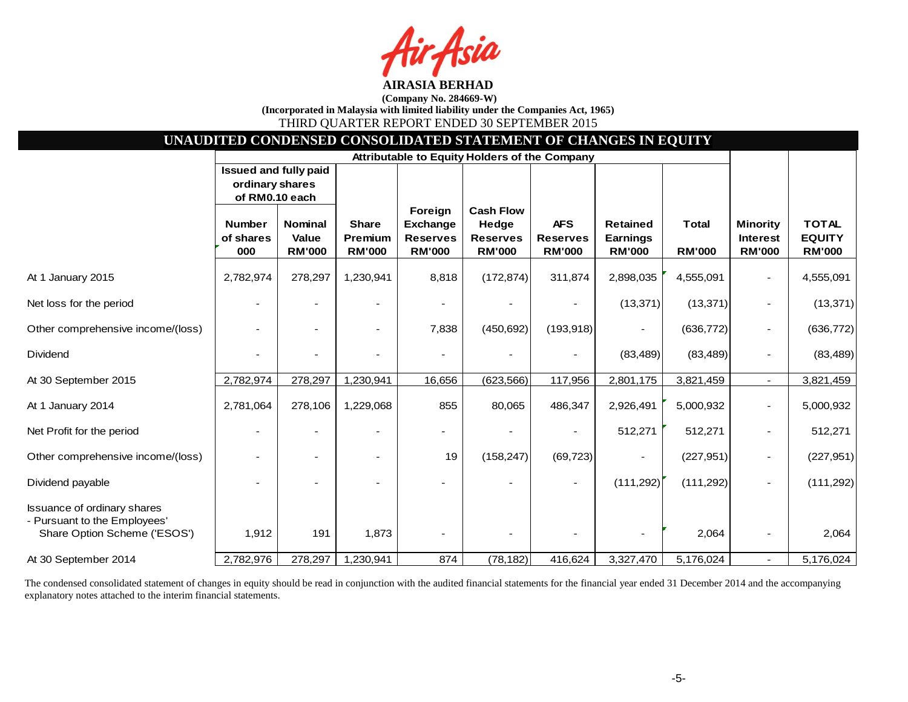**AIRASIA BERHAD**

**(Company No. 284669-W)**

**(Incorporated in Malaysia with limited liability under the Companies Act, 1965)**

THIRD QUARTER REPORT ENDED 30 SEPTEMBER 2015

## UNAUDITED CONDENSED CONSOLIDATED STATEMENT OF CHANGES IN EQUITY

| | Attributable to Equity Holders of the Company | | | | | | | | | |
|---|---|---|---|---|---|---|---|---|---|---|
| | Issued and fully paid ordinary shares of RM0.10 each | | | | | | | | | |
| | Number of shares 000 | Nominal Value RM'000 | Share Premium RM'000 | Foreign Exchange Reserves RM'000 | Cash Flow Hedge Reserves RM'000 | AFS Reserves RM'000 | Retained Earnings RM'000 | Total RM'000 | Minority Interest RM'000 | TOTAL EQUITY RM'000 |
| At 1 January 2015 | 2,782,974 | 278,297 | 1,230,941 | 8,818 | (172,874) | 311,874 | 2,898,035 | 4,555,091 | - | 4,555,091 |
| Net loss for the period | - | - | - | - | - | - | (13,371) | (13,371) | - | (13,371) |
| Other comprehensive income/(loss) | - | - | - | 7,838 | (450,692) | (193,918) | - | (636,772) | - | (636,772) |
| Dividend | - | - | - | - | - | - | (83,489) | (83,489) | - | (83,489) |
| At 30 September 2015 | 2,782,974 | 278,297 | 1,230,941 | 16,656 | (623,566) | 117,956 | 2,801,175 | 3,821,459 | - | 3,821,459 |
| At 1 January 2014 | 2,781,064 | 278,106 | 1,229,068 | 855 | 80,065 | 486,347 | 2,926,491 | 5,000,932 | - | 5,000,932 |
| Net Profit for the period | - | - | - | - | - | - | 512,271 | 512,271 | - | 512,271 |
| Other comprehensive income/(loss) | - | - | - | 19 | (158,247) | (69,723) | - | (227,951) | - | (227,951) |
| Dividend payable | - | - | - | - | - | - | (111,292) | (111,292) | - | (111,292) |
| Issuance of ordinary shares - Pursuant to the Employees' Share Option Scheme ('ESOS') | 1,912 | 191 | 1,873 | - | - | - | - | 2,064 | - | 2,064 |
| At 30 September 2014 | 2,782,976 | 278,297 | 1,230,941 | 874 | (78,182) | 416,624 | 3,327,470 | 5,176,024 | - | 5,176,024 |

The condensed consolidated statement of changes in equity should be read in conjunction with the audited financial statements for the financial year ended 31 December 2014 and the accompanying explanatory notes attached to the interim financial statements.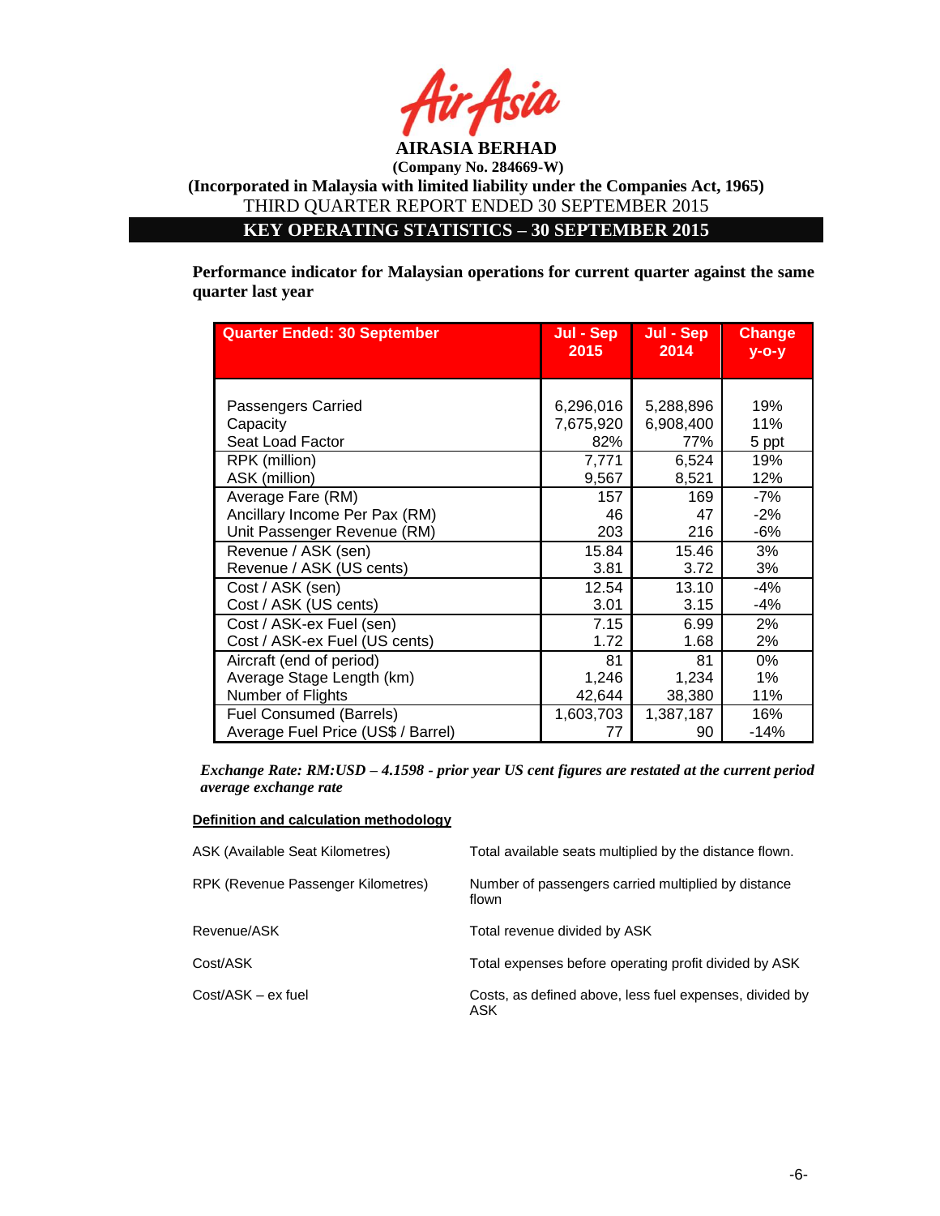**AIRASIA BERHAD**

**(Company No. 284669-W)**

**(Incorporated in Malaysia with limited liability under the Companies Act, 1965)**

THIRD QUARTER REPORT ENDED 30 SEPTEMBER 2015

## KEY OPERATING STATISTICS – 30 SEPTEMBER 2015

**Performance indicator for Malaysian operations for current quarter against the same quarter last year**

| Quarter Ended: 30 September | Jul - Sep 2015 | Jul - Sep 2014 | Change y-o-y |
|---|---|---|---|
| Passengers Carried | 6,296,016 | 5,288,896 | 19% |
| Capacity | 7,675,920 | 6,908,400 | 11% |
| Seat Load Factor | 82% | 77% | 5 ppt |
| RPK (million) | 7,771 | 6,524 | 19% |
| ASK (million) | 9,567 | 8,521 | 12% |
| Average Fare (RM) | 157 | 169 | -7% |
| Ancillary Income Per Pax (RM) | 46 | 47 | -2% |
| Unit Passenger Revenue (RM) | 203 | 216 | -6% |
| Revenue / ASK (sen) | 15.84 | 15.46 | 3% |
| Revenue / ASK (US cents) | 3.81 | 3.72 | 3% |
| Cost / ASK (sen) | 12.54 | 13.10 | -4% |
| Cost / ASK (US cents) | 3.01 | 3.15 | -4% |
| Cost / ASK-ex Fuel (sen) | 7.15 | 6.99 | 2% |
| Cost / ASK-ex Fuel (US cents) | 1.72 | 1.68 | 2% |
| Aircraft (end of period) | 81 | 81 | 0% |
| Average Stage Length (km) | 1,246 | 1,234 | 1% |
| Number of Flights | 42,644 | 38,380 | 11% |
| Fuel Consumed (Barrels) | 1,603,703 | 1,387,187 | 16% |
| Average Fuel Price (US$ / Barrel) | 77 | 90 | -14% |

***Exchange Rate: RM:USD – 4.1598 - prior year US cent figures are restated at the current period average exchange rate***

**Definition and calculation methodology**

| | |
|---|---|
| ASK (Available Seat Kilometres) | Total available seats multiplied by the distance flown. |
| RPK (Revenue Passenger Kilometres) | Number of passengers carried multiplied by distance flown |
| Revenue/ASK | Total revenue divided by ASK |
| Cost/ASK | Total expenses before operating profit divided by ASK |
| Cost/ASK – ex fuel | Costs, as defined above, less fuel expenses, divided by ASK |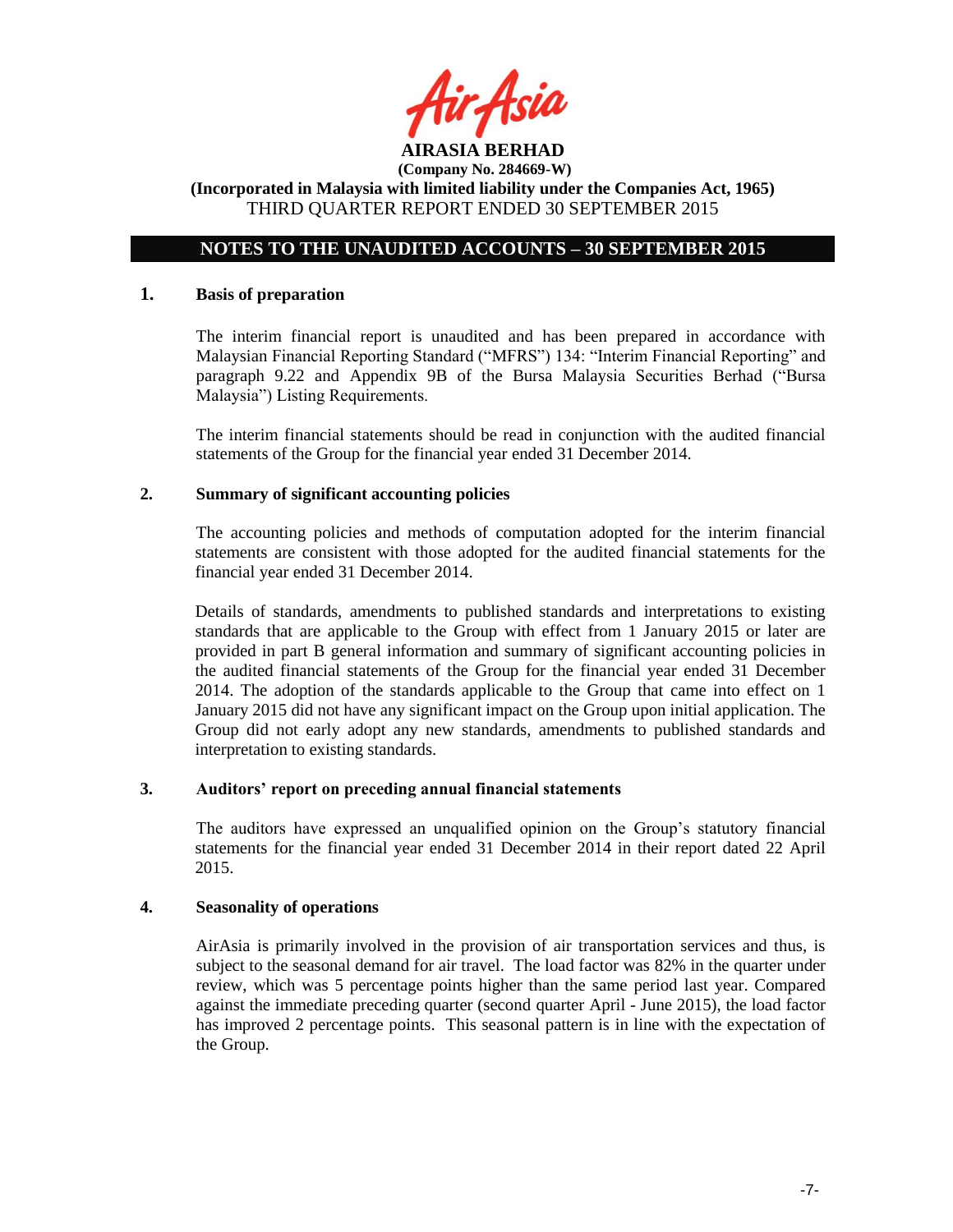**AIRASIA BERHAD**

**(Company No. 284669-W)**

**(Incorporated in Malaysia with limited liability under the Companies Act, 1965)**

THIRD QUARTER REPORT ENDED 30 SEPTEMBER 2015

## NOTES TO THE UNAUDITED ACCOUNTS – 30 SEPTEMBER 2015

### 1. Basis of preparation

The interim financial report is unaudited and has been prepared in accordance with Malaysian Financial Reporting Standard ("MFRS") 134: "Interim Financial Reporting" and paragraph 9.22 and Appendix 9B of the Bursa Malaysia Securities Berhad ("Bursa Malaysia") Listing Requirements.

The interim financial statements should be read in conjunction with the audited financial statements of the Group for the financial year ended 31 December 2014.

### 2. Summary of significant accounting policies

The accounting policies and methods of computation adopted for the interim financial statements are consistent with those adopted for the audited financial statements for the financial year ended 31 December 2014.

Details of standards, amendments to published standards and interpretations to existing standards that are applicable to the Group with effect from 1 January 2015 or later are provided in part B general information and summary of significant accounting policies in the audited financial statements of the Group for the financial year ended 31 December 2014. The adoption of the standards applicable to the Group that came into effect on 1 January 2015 did not have any significant impact on the Group upon initial application. The Group did not early adopt any new standards, amendments to published standards and interpretation to existing standards.

### 3. Auditors' report on preceding annual financial statements

The auditors have expressed an unqualified opinion on the Group's statutory financial statements for the financial year ended 31 December 2014 in their report dated 22 April 2015.

### 4. Seasonality of operations

AirAsia is primarily involved in the provision of air transportation services and thus, is subject to the seasonal demand for air travel. The load factor was 82% in the quarter under review, which was 5 percentage points higher than the same period last year. Compared against the immediate preceding quarter (second quarter April - June 2015), the load factor has improved 2 percentage points. This seasonal pattern is in line with the expectation of the Group.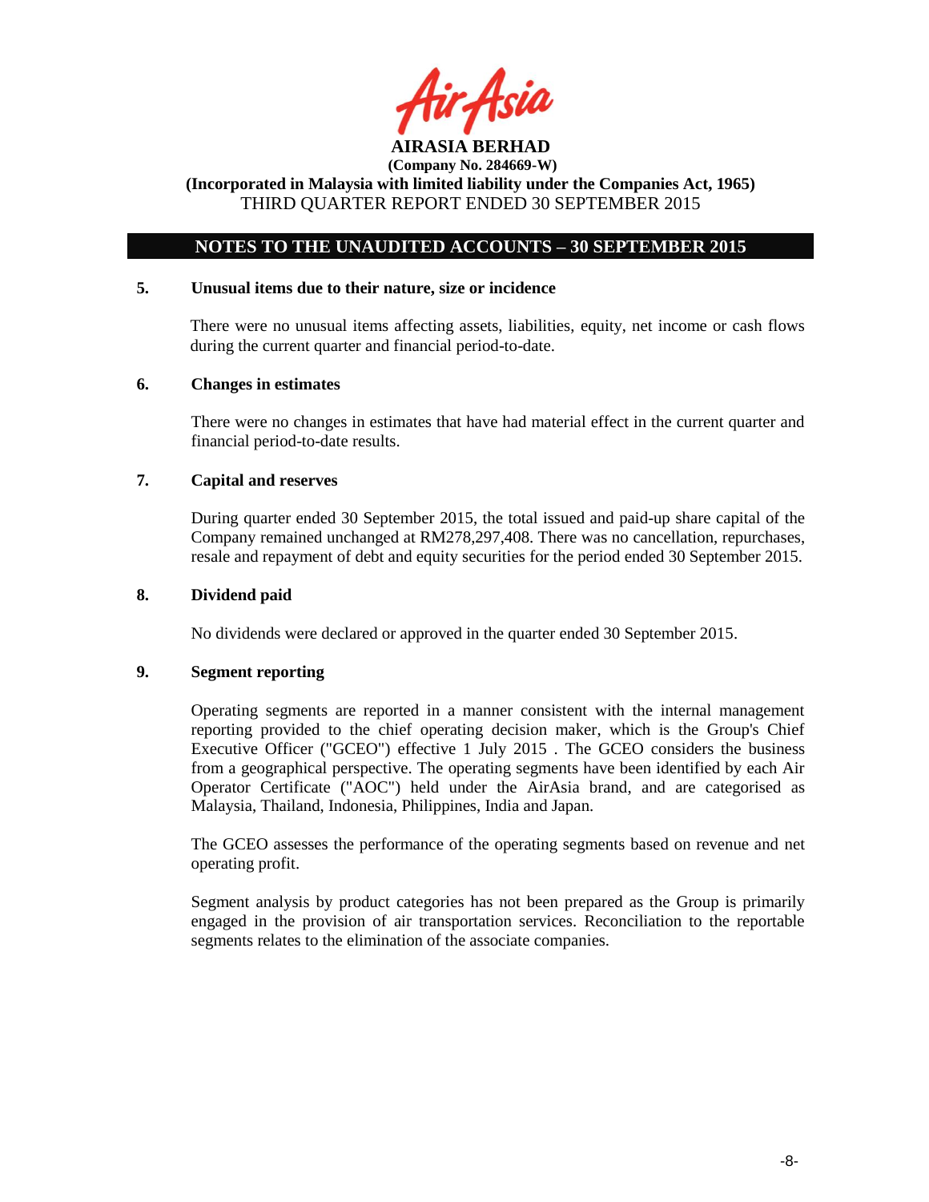## NOTES TO THE UNAUDITED ACCOUNTS – 30 SEPTEMBER 2015

### 5. Unusual items due to their nature, size or incidence

There were no unusual items affecting assets, liabilities, equity, net income or cash flows during the current quarter and financial period-to-date.

### 6. Changes in estimates

There were no changes in estimates that have had material effect in the current quarter and financial period-to-date results.

### 7. Capital and reserves

During quarter ended 30 September 2015, the total issued and paid-up share capital of the Company remained unchanged at RM278,297,408. There was no cancellation, repurchases, resale and repayment of debt and equity securities for the period ended 30 September 2015.

### 8. Dividend paid

No dividends were declared or approved in the quarter ended 30 September 2015.

### 9. Segment reporting

Operating segments are reported in a manner consistent with the internal management reporting provided to the chief operating decision maker, which is the Group's Chief Executive Officer ("GCEO") effective 1 July 2015 . The GCEO considers the business from a geographical perspective. The operating segments have been identified by each Air Operator Certificate ("AOC") held under the AirAsia brand, and are categorised as Malaysia, Thailand, Indonesia, Philippines, India and Japan.

The GCEO assesses the performance of the operating segments based on revenue and net operating profit.

Segment analysis by product categories has not been prepared as the Group is primarily engaged in the provision of air transportation services. Reconciliation to the reportable segments relates to the elimination of the associate companies.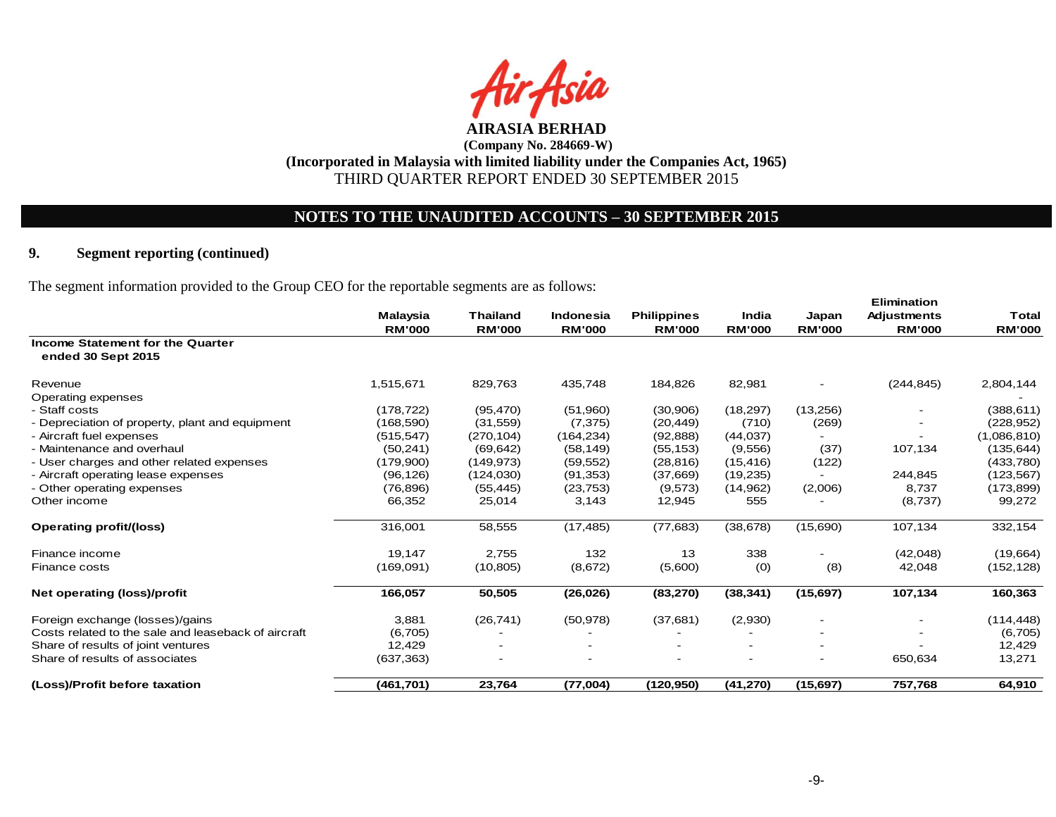**AIRASIA BERHAD**

**(Company No. 284669-W)**

**(Incorporated in Malaysia with limited liability under the Companies Act, 1965)**

THIRD QUARTER REPORT ENDED 30 SEPTEMBER 2015

## NOTES TO THE UNAUDITED ACCOUNTS – 30 SEPTEMBER 2015

### 9. Segment reporting (continued)

The segment information provided to the Group CEO for the reportable segments are as follows:

| | Malaysia | Thailand | Indonesia | Philippines | India | Japan | Elimination Adjustments | Total |
|---|---|---|---|---|---|---|---|---|
| | RM'000 | RM'000 | RM'000 | RM'000 | RM'000 | RM'000 | RM'000 | RM'000 |
| **Income Statement for the Quarter ended 30 Sept 2015** | | | | | | | | |
| Revenue | 1,515,671 | 829,763 | 435,748 | 184,826 | 82,981 | - | (244,845) | 2,804,144 |
| Operating expenses | | | | | | | | - |
| - Staff costs | (178,722) | (95,470) | (51,960) | (30,906) | (18,297) | (13,256) | - | (388,611) |
| - Depreciation of property, plant and equipment | (168,590) | (31,559) | (7,375) | (20,449) | (710) | (269) | - | (228,952) |
| - Aircraft fuel expenses | (515,547) | (270,104) | (164,234) | (92,888) | (44,037) | - | - | (1,086,810) |
| - Maintenance and overhaul | (50,241) | (69,642) | (58,149) | (55,153) | (9,556) | (37) | 107,134 | (135,644) |
| - User charges and other related expenses | (179,900) | (149,973) | (59,552) | (28,816) | (15,416) | (122) | | (433,780) |
| - Aircraft operating lease expenses | (96,126) | (124,030) | (91,353) | (37,669) | (19,235) | - | 244,845 | (123,567) |
| - Other operating expenses | (76,896) | (55,445) | (23,753) | (9,573) | (14,962) | (2,006) | 8,737 | (173,899) |
| Other income | 66,352 | 25,014 | 3,143 | 12,945 | 555 | - | (8,737) | 99,272 |
| **Operating profit/(loss)** | 316,001 | 58,555 | (17,485) | (77,683) | (38,678) | (15,690) | 107,134 | 332,154 |
| Finance income | 19,147 | 2,755 | 132 | 13 | 338 | - | (42,048) | (19,664) |
| Finance costs | (169,091) | (10,805) | (8,672) | (5,600) | (0) | (8) | 42,048 | (152,128) |
| **Net operating (loss)/profit** | **166,057** | **50,505** | **(26,026)** | **(83,270)** | **(38,341)** | **(15,697)** | **107,134** | **160,363** |
| Foreign exchange (losses)/gains | 3,881 | (26,741) | (50,978) | (37,681) | (2,930) | - | - | (114,448) |
| Costs related to the sale and leaseback of aircraft | (6,705) | - | - | - | - | - | - | (6,705) |
| Share of results of joint ventures | 12,429 | - | - | - | - | - | - | 12,429 |
| Share of results of associates | (637,363) | - | - | - | - | - | 650,634 | 13,271 |
| **(Loss)/Profit before taxation** | **(461,701)** | **23,764** | **(77,004)** | **(120,950)** | **(41,270)** | **(15,697)** | **757,768** | **64,910** |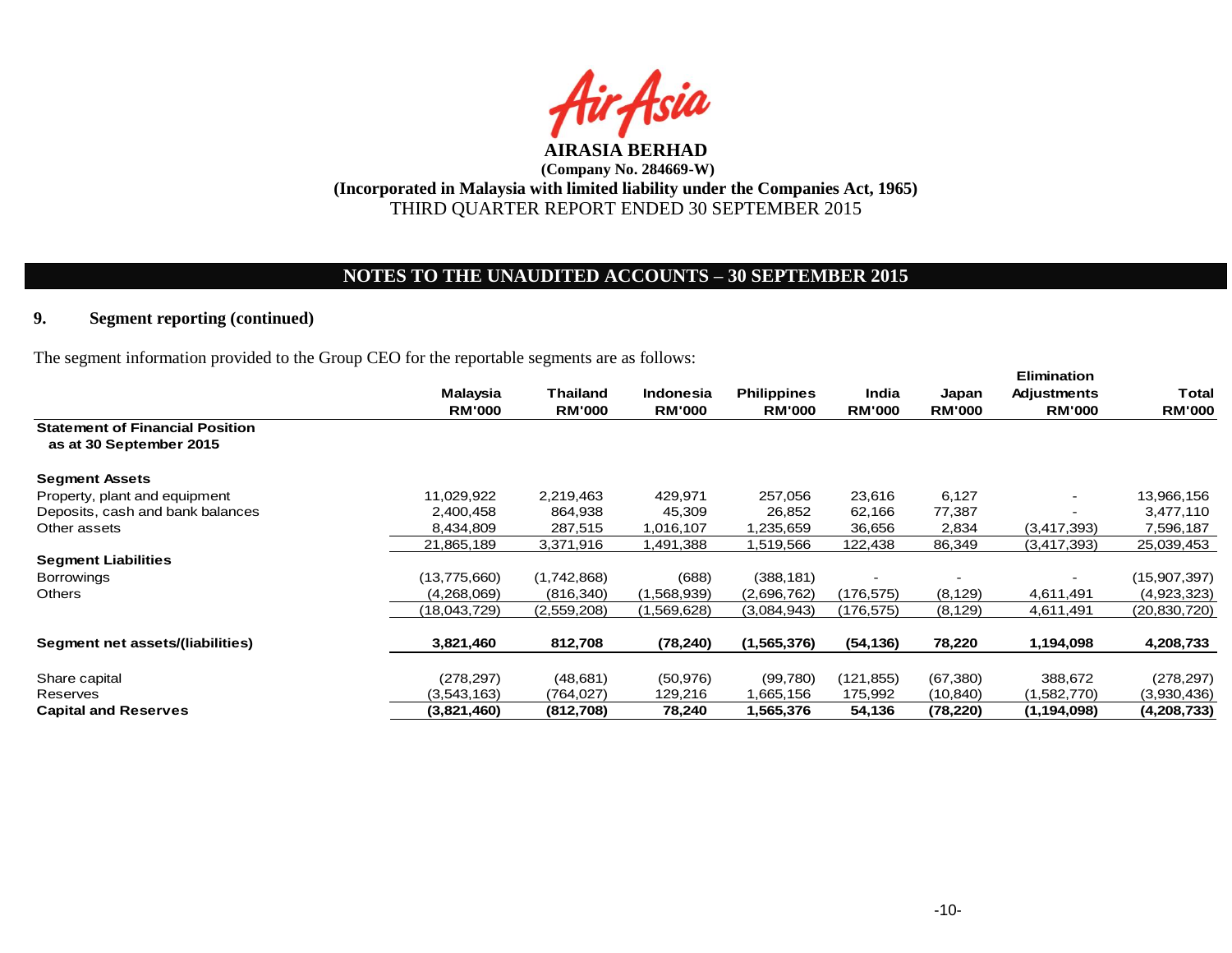**AIRASIA BERHAD**
**(Company No. 284669-W)**
**(Incorporated in Malaysia with limited liability under the Companies Act, 1965)**
THIRD QUARTER REPORT ENDED 30 SEPTEMBER 2015

## NOTES TO THE UNAUDITED ACCOUNTS – 30 SEPTEMBER 2015

### 9. Segment reporting (continued)

The segment information provided to the Group CEO for the reportable segments are as follows:

| | Malaysia RM'000 | Thailand RM'000 | Indonesia RM'000 | Philippines RM'000 | India RM'000 | Japan RM'000 | Elimination Adjustments RM'000 | Total RM'000 |
|---|---|---|---|---|---|---|---|---|
| **Statement of Financial Position as at 30 September 2015** | | | | | | | | |
| **Segment Assets** | | | | | | | | |
| Property, plant and equipment | 11,029,922 | 2,219,463 | 429,971 | 257,056 | 23,616 | 6,127 | - | 13,966,156 |
| Deposits, cash and bank balances | 2,400,458 | 864,938 | 45,309 | 26,852 | 62,166 | 77,387 | - | 3,477,110 |
| Other assets | 8,434,809 | 287,515 | 1,016,107 | 1,235,659 | 36,656 | 2,834 | (3,417,393) | 7,596,187 |
| | 21,865,189 | 3,371,916 | 1,491,388 | 1,519,566 | 122,438 | 86,349 | (3,417,393) | 25,039,453 |
| **Segment Liabilities** | | | | | | | | |
| Borrowings | (13,775,660) | (1,742,868) | (688) | (388,181) | - | - | - | (15,907,397) |
| Others | (4,268,069) | (816,340) | (1,568,939) | (2,696,762) | (176,575) | (8,129) | 4,611,491 | (4,923,323) |
| | (18,043,729) | (2,559,208) | (1,569,628) | (3,084,943) | (176,575) | (8,129) | 4,611,491 | (20,830,720) |
| **Segment net assets/(liabilities)** | **3,821,460** | **812,708** | **(78,240)** | **(1,565,376)** | **(54,136)** | **78,220** | **1,194,098** | **4,208,733** |
| Share capital | (278,297) | (48,681) | (50,976) | (99,780) | (121,855) | (67,380) | 388,672 | (278,297) |
| Reserves | (3,543,163) | (764,027) | 129,216 | 1,665,156 | 175,992 | (10,840) | (1,582,770) | (3,930,436) |
| **Capital and Reserves** | **(3,821,460)** | **(812,708)** | **78,240** | **1,565,376** | **54,136** | **(78,220)** | **(1,194,098)** | **(4,208,733)** |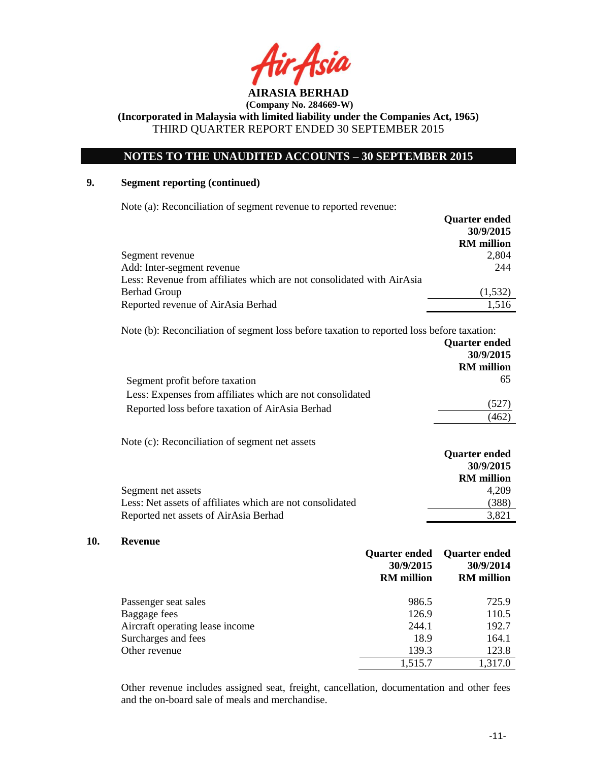## NOTES TO THE UNAUDITED ACCOUNTS – 30 SEPTEMBER 2015

### 9. Segment reporting (continued)

Note (a): Reconciliation of segment revenue to reported revenue:

| | Quarter ended 30/9/2015 RM million |
|---|---|
| Segment revenue | 2,804 |
| Add: Inter-segment revenue | 244 |
| Less: Revenue from affiliates which are not consolidated with AirAsia Berhad Group | (1,532) |
| Reported revenue of AirAsia Berhad | 1,516 |

Note (b): Reconciliation of segment loss before taxation to reported loss before taxation:

| | Quarter ended 30/9/2015 RM million |
|---|---|
| Segment profit before taxation | 65 |
| Less: Expenses from affiliates which are not consolidated | (527) |
| Reported loss before taxation of AirAsia Berhad | (462) |

Note (c): Reconciliation of segment net assets

| | Quarter ended 30/9/2015 RM million |
|---|---|
| Segment net assets | 4,209 |
| Less: Net assets of affiliates which are not consolidated | (388) |
| Reported net assets of AirAsia Berhad | 3,821 |

### 10. Revenue

| | Quarter ended 30/9/2015 RM million | Quarter ended 30/9/2014 RM million |
|---|---|---|
| Passenger seat sales | 986.5 | 725.9 |
| Baggage fees | 126.9 | 110.5 |
| Aircraft operating lease income | 244.1 | 192.7 |
| Surcharges and fees | 18.9 | 164.1 |
| Other revenue | 139.3 | 123.8 |
| | 1,515.7 | 1,317.0 |

Other revenue includes assigned seat, freight, cancellation, documentation and other fees and the on-board sale of meals and merchandise.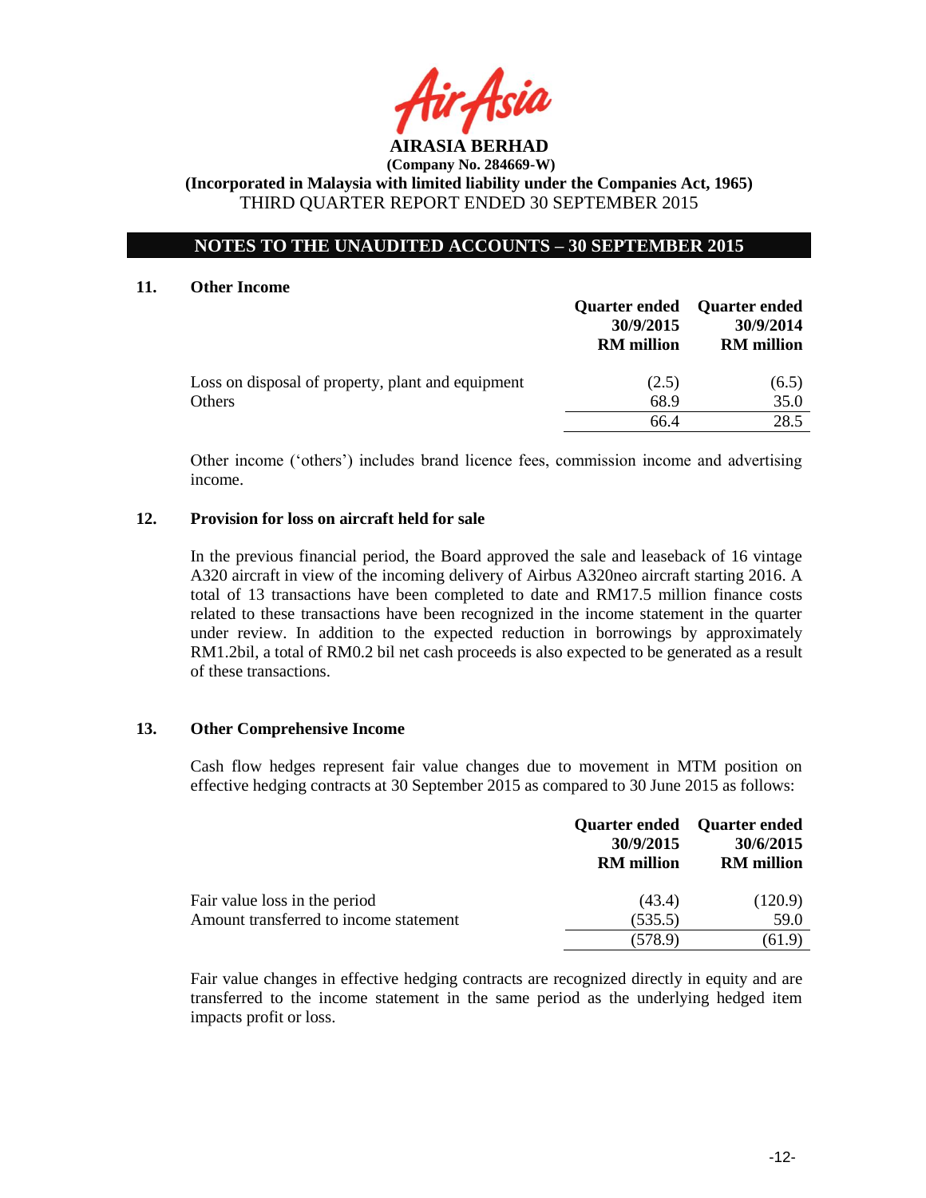**AIRASIA BERHAD**

**(Company No. 284669-W)**

**(Incorporated in Malaysia with limited liability under the Companies Act, 1965)**

THIRD QUARTER REPORT ENDED 30 SEPTEMBER 2015

## NOTES TO THE UNAUDITED ACCOUNTS – 30 SEPTEMBER 2015

### 11. Other Income

| | Quarter ended 30/9/2015 RM million | Quarter ended 30/9/2014 RM million |
|---|---|---|
| Loss on disposal of property, plant and equipment | (2.5) | (6.5) |
| Others | 68.9 | 35.0 |
| | 66.4 | 28.5 |

Other income ('others') includes brand licence fees, commission income and advertising income.

### 12. Provision for loss on aircraft held for sale

In the previous financial period, the Board approved the sale and leaseback of 16 vintage A320 aircraft in view of the incoming delivery of Airbus A320neo aircraft starting 2016. A total of 13 transactions have been completed to date and RM17.5 million finance costs related to these transactions have been recognized in the income statement in the quarter under review. In addition to the expected reduction in borrowings by approximately RM1.2bil, a total of RM0.2 bil net cash proceeds is also expected to be generated as a result of these transactions.

### 13. Other Comprehensive Income

Cash flow hedges represent fair value changes due to movement in MTM position on effective hedging contracts at 30 September 2015 as compared to 30 June 2015 as follows:

| | Quarter ended 30/9/2015 RM million | Quarter ended 30/6/2015 RM million |
|---|---|---|
| Fair value loss in the period | (43.4) | (120.9) |
| Amount transferred to income statement | (535.5) | 59.0 |
| | (578.9) | (61.9) |

Fair value changes in effective hedging contracts are recognized directly in equity and are transferred to the income statement in the same period as the underlying hedged item impacts profit or loss.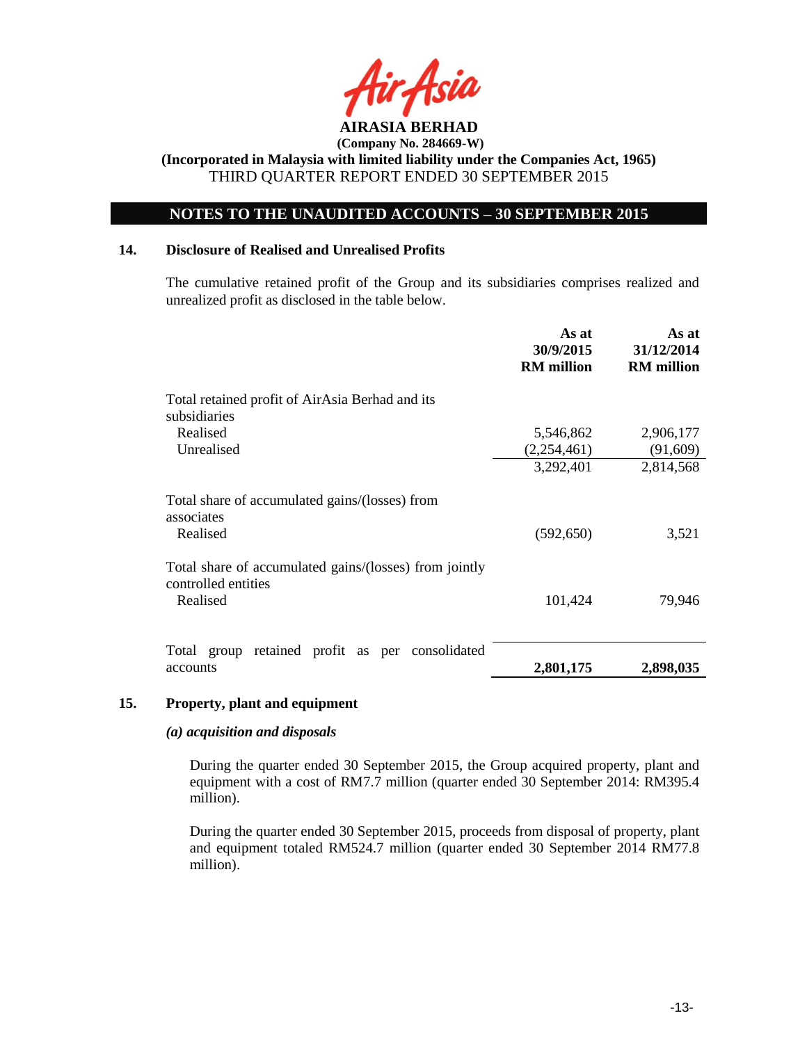**AIRASIA BERHAD**
**(Company No. 284669-W)**
**(Incorporated in Malaysia with limited liability under the Companies Act, 1965)**
THIRD QUARTER REPORT ENDED 30 SEPTEMBER 2015

## NOTES TO THE UNAUDITED ACCOUNTS – 30 SEPTEMBER 2015

### 14. Disclosure of Realised and Unrealised Profits

The cumulative retained profit of the Group and its subsidiaries comprises realized and unrealized profit as disclosed in the table below.

| | As at 30/9/2015 RM million | As at 31/12/2014 RM million |
|---|---|---|
| Total retained profit of AirAsia Berhad and its subsidiaries | | |
| Realised | 5,546,862 | 2,906,177 |
| Unrealised | (2,254,461) | (91,609) |
| | 3,292,401 | 2,814,568 |
| Total share of accumulated gains/(losses) from associates | | |
| Realised | (592,650) | 3,521 |
| Total share of accumulated gains/(losses) from jointly controlled entities | | |
| Realised | 101,424 | 79,946 |
| Total group retained profit as per consolidated accounts | **2,801,175** | **2,898,035** |

### 15. Property, plant and equipment

***(a) acquisition and disposals***

During the quarter ended 30 September 2015, the Group acquired property, plant and equipment with a cost of RM7.7 million (quarter ended 30 September 2014: RM395.4 million).

During the quarter ended 30 September 2015, proceeds from disposal of property, plant and equipment totaled RM524.7 million (quarter ended 30 September 2014 RM77.8 million).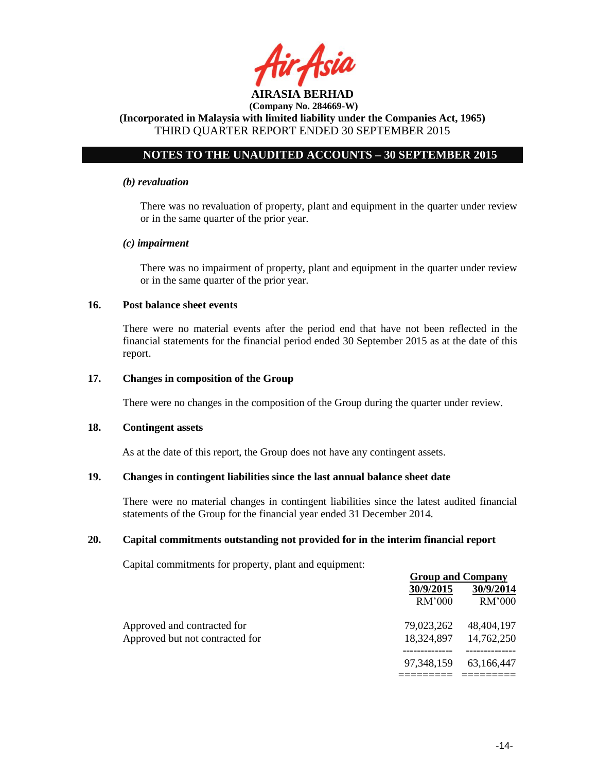*(b) revaluation*

There was no revaluation of property, plant and equipment in the quarter under review or in the same quarter of the prior year.

*(c) impairment*

There was no impairment of property, plant and equipment in the quarter under review or in the same quarter of the prior year.

**16. Post balance sheet events**

There were no material events after the period end that have not been reflected in the financial statements for the financial period ended 30 September 2015 as at the date of this report.

**17. Changes in composition of the Group**

There were no changes in the composition of the Group during the quarter under review.

**18. Contingent assets**

As at the date of this report, the Group does not have any contingent assets.

**19. Changes in contingent liabilities since the last annual balance sheet date**

There were no material changes in contingent liabilities since the latest audited financial statements of the Group for the financial year ended 31 December 2014.

**20. Capital commitments outstanding not provided for in the interim financial report**

Capital commitments for property, plant and equipment:

| | Group and Company | |
|---|---|---|
| | 30/9/2015 | 30/9/2014 |
| | RM'000 | RM'000 |
| Approved and contracted for | 79,023,262 | 48,404,197 |
| Approved but not contracted for | 18,324,897 | 14,762,250 |
| | 97,348,159 | 63,166,447 |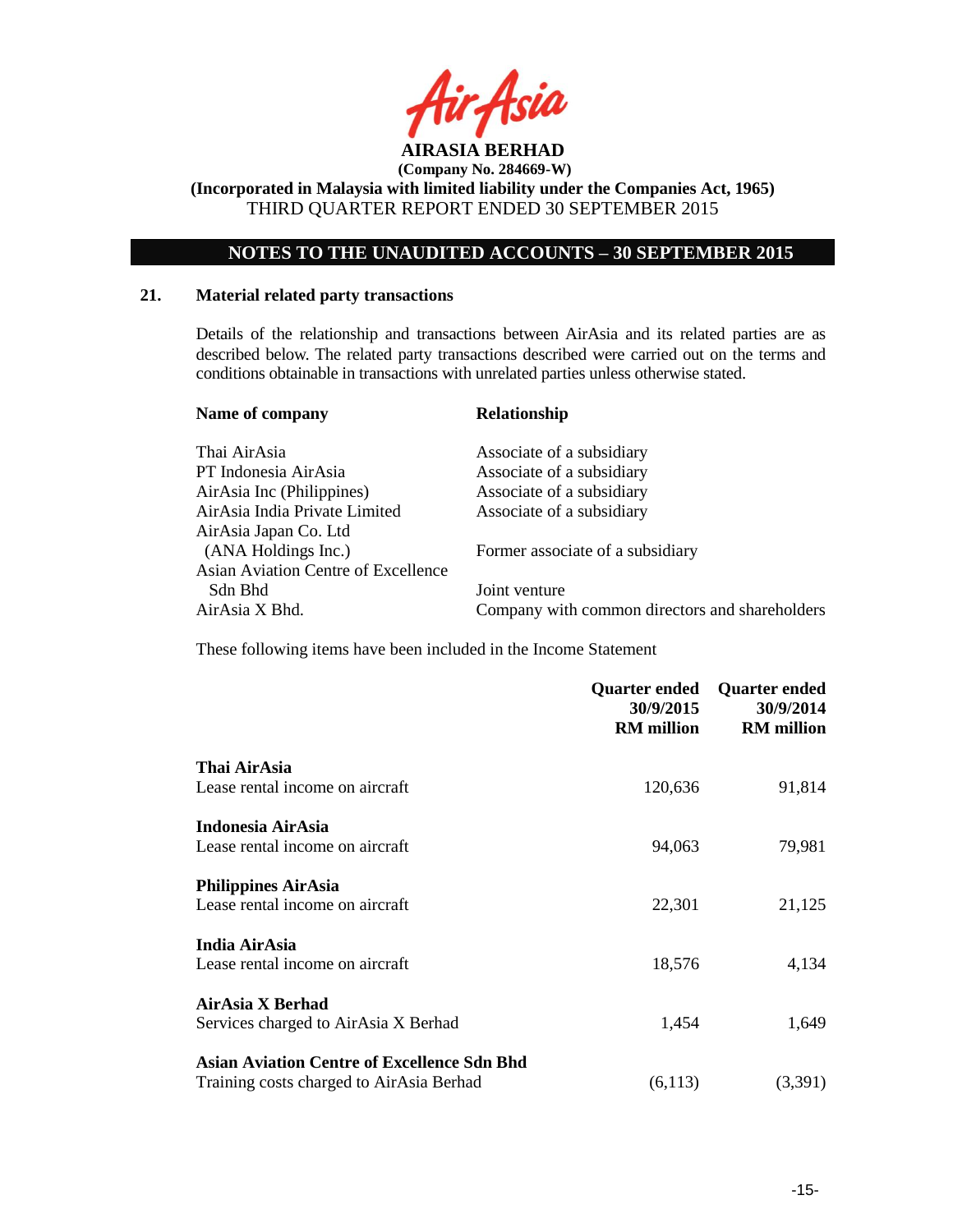## NOTES TO THE UNAUDITED ACCOUNTS – 30 SEPTEMBER 2015

### 21. Material related party transactions

Details of the relationship and transactions between AirAsia and its related parties are as described below. The related party transactions described were carried out on the terms and conditions obtainable in transactions with unrelated parties unless otherwise stated.

| Name of company | Relationship |
|---|---|
| Thai AirAsia | Associate of a subsidiary |
| PT Indonesia AirAsia | Associate of a subsidiary |
| AirAsia Inc (Philippines) | Associate of a subsidiary |
| AirAsia India Private Limited | Associate of a subsidiary |
| AirAsia Japan Co. Ltd (ANA Holdings Inc.) | Former associate of a subsidiary |
| Asian Aviation Centre of Excellence Sdn Bhd | Joint venture |
| AirAsia X Bhd. | Company with common directors and shareholders |

These following items have been included in the Income Statement

| | Quarter ended 30/9/2015 RM million | Quarter ended 30/9/2014 RM million |
|---|---|---|
| **Thai AirAsia** | | |
| Lease rental income on aircraft | 120,636 | 91,814 |
| **Indonesia AirAsia** | | |
| Lease rental income on aircraft | 94,063 | 79,981 |
| **Philippines AirAsia** | | |
| Lease rental income on aircraft | 22,301 | 21,125 |
| **India AirAsia** | | |
| Lease rental income on aircraft | 18,576 | 4,134 |
| **AirAsia X Berhad** | | |
| Services charged to AirAsia X Berhad | 1,454 | 1,649 |
| **Asian Aviation Centre of Excellence Sdn Bhd** | | |
| Training costs charged to AirAsia Berhad | (6,113) | (3,391) |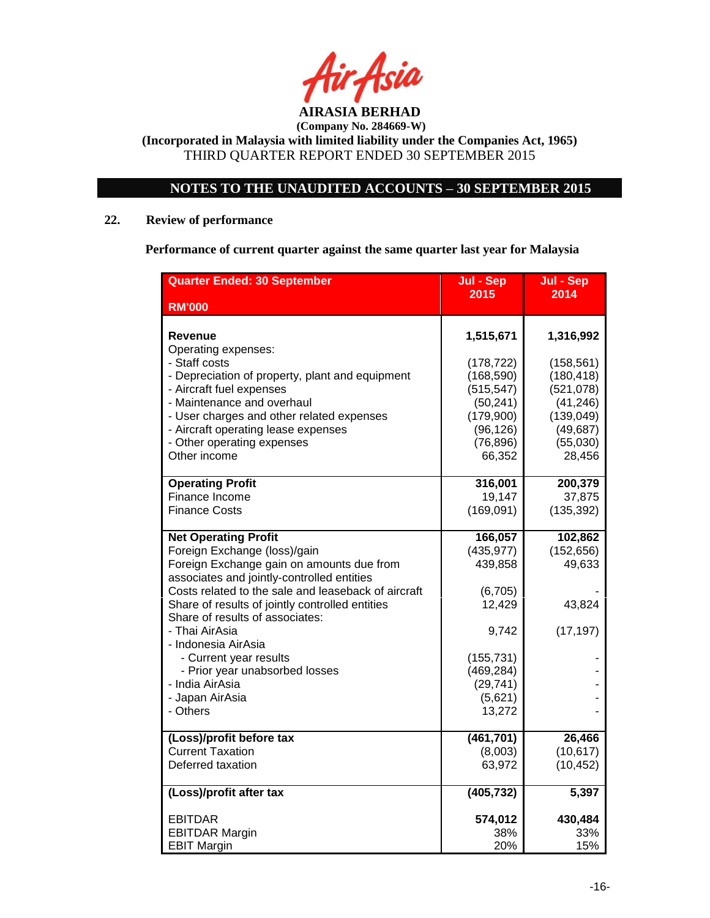**AIRASIA BERHAD**

**(Company No. 284669-W)**

**(Incorporated in Malaysia with limited liability under the Companies Act, 1965)**

THIRD QUARTER REPORT ENDED 30 SEPTEMBER 2015

## NOTES TO THE UNAUDITED ACCOUNTS – 30 SEPTEMBER 2015

### 22. Review of performance

**Performance of current quarter against the same quarter last year for Malaysia**

| Quarter Ended: 30 September<br>RM'000 | Jul - Sep 2015 | Jul - Sep 2014 |
|---|---|---|
| **Revenue** | **1,515,671** | **1,316,992** |
| Operating expenses: | | |
| - Staff costs | (178,722) | (158,561) |
| - Depreciation of property, plant and equipment | (168,590) | (180,418) |
| - Aircraft fuel expenses | (515,547) | (521,078) |
| - Maintenance and overhaul | (50,241) | (41,246) |
| - User charges and other related expenses | (179,900) | (139,049) |
| - Aircraft operating lease expenses | (96,126) | (49,687) |
| - Other operating expenses | (76,896) | (55,030) |
| Other income | 66,352 | 28,456 |
| **Operating Profit** | **316,001** | **200,379** |
| Finance Income | 19,147 | 37,875 |
| Finance Costs | (169,091) | (135,392) |
| **Net Operating Profit** | **166,057** | **102,862** |
| Foreign Exchange (loss)/gain | (435,977) | (152,656) |
| Foreign Exchange gain on amounts due from associates and jointly-controlled entities | 439,858 | 49,633 |
| Costs related to the sale and leaseback of aircraft | (6,705) | - |
| Share of results of jointly controlled entities | 12,429 | 43,824 |
| Share of results of associates: | | |
| - Thai AirAsia | 9,742 | (17,197) |
| - Indonesia AirAsia | | |
| - Current year results | (155,731) | - |
| - Prior year unabsorbed losses | (469,284) | - |
| - India AirAsia | (29,741) | - |
| - Japan AirAsia | (5,621) | - |
| - Others | 13,272 | - |
| **(Loss)/profit before tax** | **(461,701)** | **26,466** |
| Current Taxation | (8,003) | (10,617) |
| Deferred taxation | 63,972 | (10,452) |
| **(Loss)/profit after tax** | **(405,732)** | **5,397** |
| EBITDAR | **574,012** | **430,484** |
| EBITDAR Margin | 38% | 33% |
| EBIT Margin | 20% | 15% |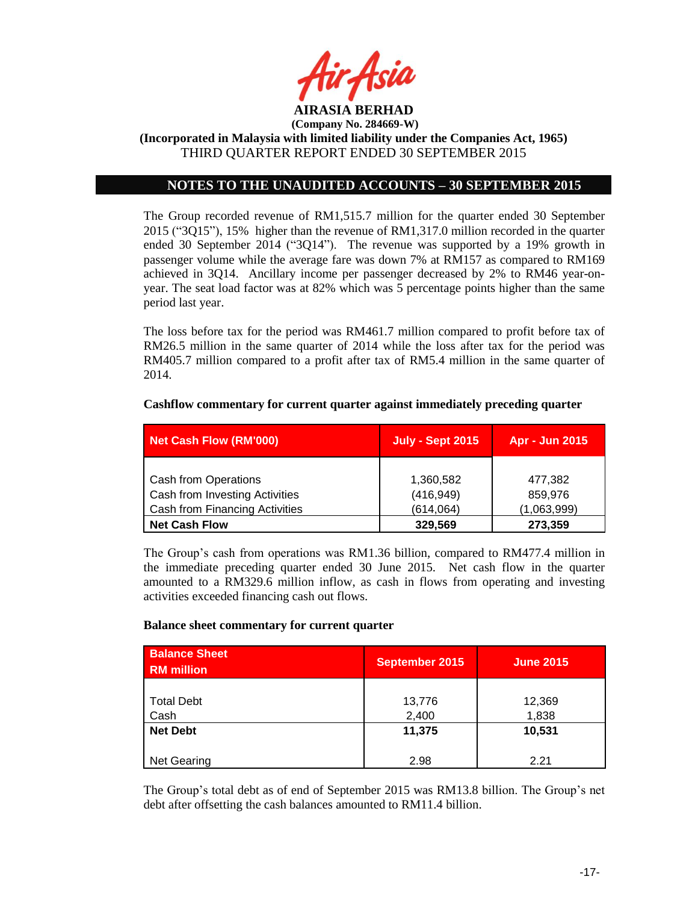**AIRASIA BERHAD**

**(Company No. 284669-W)**

**(Incorporated in Malaysia with limited liability under the Companies Act, 1965)**

THIRD QUARTER REPORT ENDED 30 SEPTEMBER 2015

## NOTES TO THE UNAUDITED ACCOUNTS – 30 SEPTEMBER 2015

The Group recorded revenue of RM1,515.7 million for the quarter ended 30 September 2015 ("3Q15"), 15% higher than the revenue of RM1,317.0 million recorded in the quarter ended 30 September 2014 ("3Q14"). The revenue was supported by a 19% growth in passenger volume while the average fare was down 7% at RM157 as compared to RM169 achieved in 3Q14. Ancillary income per passenger decreased by 2% to RM46 year-on-year. The seat load factor was at 82% which was 5 percentage points higher than the same period last year.

The loss before tax for the period was RM461.7 million compared to profit before tax of RM26.5 million in the same quarter of 2014 while the loss after tax for the period was RM405.7 million compared to a profit after tax of RM5.4 million in the same quarter of 2014.

**Cashflow commentary for current quarter against immediately preceding quarter**

| Net Cash Flow (RM'000) | July - Sept 2015 | Apr - Jun 2015 |
|---|---|---|
| Cash from Operations | 1,360,582 | 477,382 |
| Cash from Investing Activities | (416,949) | 859,976 |
| Cash from Financing Activities | (614,064) | (1,063,999) |
| **Net Cash Flow** | **329,569** | **273,359** |

The Group's cash from operations was RM1.36 billion, compared to RM477.4 million in the immediate preceding quarter ended 30 June 2015. Net cash flow in the quarter amounted to a RM329.6 million inflow, as cash in flows from operating and investing activities exceeded financing cash out flows.

**Balance sheet commentary for current quarter**

| Balance Sheet RM million | September 2015 | June 2015 |
|---|---|---|
| Total Debt | 13,776 | 12,369 |
| Cash | 2,400 | 1,838 |
| **Net Debt** | **11,375** | **10,531** |
| Net Gearing | 2.98 | 2.21 |

The Group's total debt as of end of September 2015 was RM13.8 billion. The Group's net debt after offsetting the cash balances amounted to RM11.4 billion.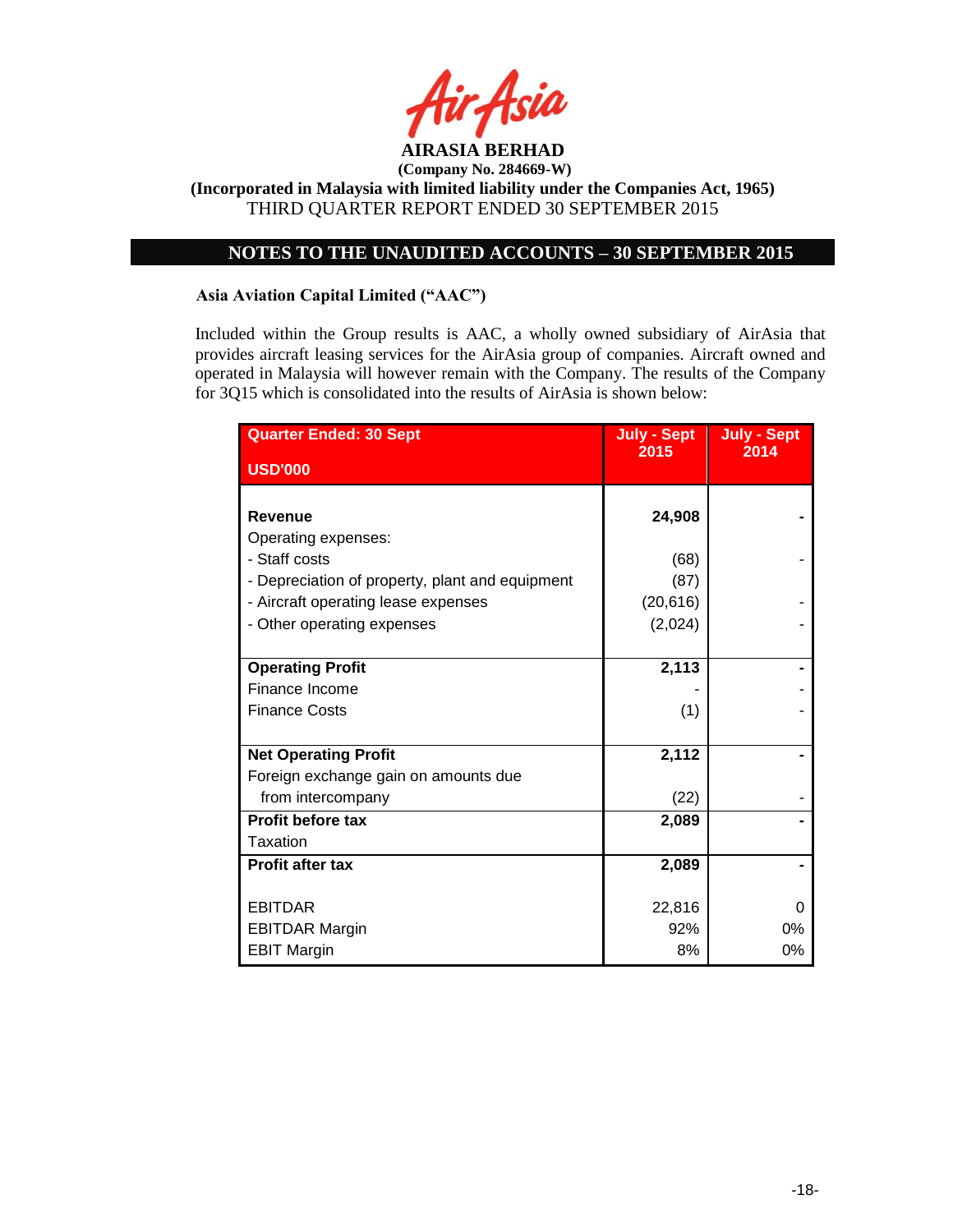**AIRASIA BERHAD**
**(Company No. 284669-W)**
**(Incorporated in Malaysia with limited liability under the Companies Act, 1965)**
THIRD QUARTER REPORT ENDED 30 SEPTEMBER 2015

## NOTES TO THE UNAUDITED ACCOUNTS – 30 SEPTEMBER 2015

### Asia Aviation Capital Limited ("AAC")

Included within the Group results is AAC, a wholly owned subsidiary of AirAsia that provides aircraft leasing services for the AirAsia group of companies. Aircraft owned and operated in Malaysia will however remain with the Company. The results of the Company for 3Q15 which is consolidated into the results of AirAsia is shown below:

| Quarter Ended: 30 Sept<br>USD'000 | July - Sept 2015 | July - Sept 2014 |
|---|---|---|
| **Revenue** | **24,908** | **-** |
| Operating expenses: | | |
| - Staff costs | (68) | - |
| - Depreciation of property, plant and equipment | (87) | |
| - Aircraft operating lease expenses | (20,616) | - |
| - Other operating expenses | (2,024) | - |
| **Operating Profit** | **2,113** | **-** |
| Finance Income | - | - |
| Finance Costs | (1) | - |
| **Net Operating Profit** | **2,112** | **-** |
| Foreign exchange gain on amounts due from intercompany | (22) | - |
| **Profit before tax** | **2,089** | **-** |
| Taxation | | |
| **Profit after tax** | **2,089** | **-** |
| EBITDAR | 22,816 | 0 |
| EBITDAR Margin | 92% | 0% |
| EBIT Margin | 8% | 0% |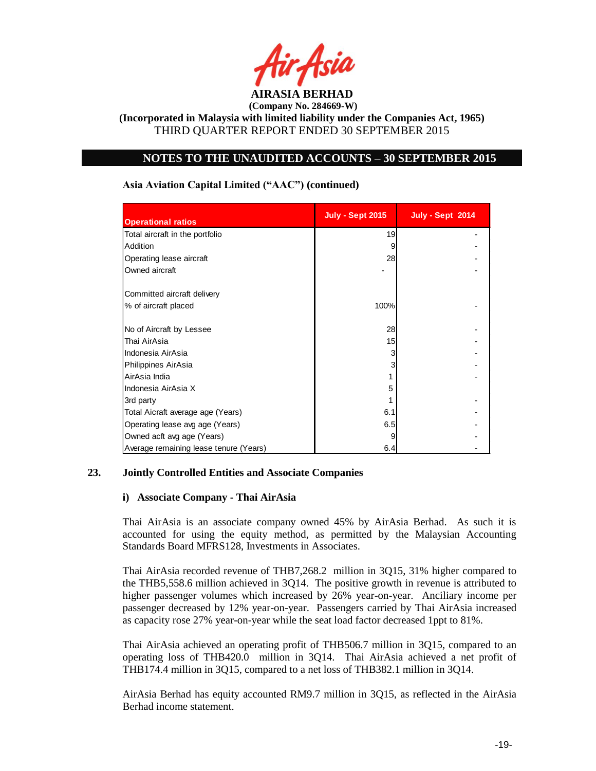# AIRASIA BERHAD

**(Company No. 284669-W)**

**(Incorporated in Malaysia with limited liability under the Companies Act, 1965)**

THIRD QUARTER REPORT ENDED 30 SEPTEMBER 2015

## NOTES TO THE UNAUDITED ACCOUNTS – 30 SEPTEMBER 2015

### Asia Aviation Capital Limited ("AAC") (continued)

| Operational ratios | July - Sept 2015 | July - Sept 2014 |
|---|---|---|
| Total aircraft in the portfolio | 19 | - |
| Addition | 9 | - |
| Operating lease aircraft | 28 | - |
| Owned aircraft | - | - |
| | | |
| Committed aircraft delivery | | |
| % of aircraft placed | 100% | - |
| | | |
| No of Aircraft by Lessee | 28 | - |
| Thai AirAsia | 15 | - |
| Indonesia AirAsia | 3 | - |
| Philippines AirAsia | 3 | - |
| AirAsia India | 1 | - |
| Indonesia AirAsia X | 5 | |
| 3rd party | 1 | - |
| Total Aicraft average age (Years) | 6.1 | - |
| Operating lease avg age (Years) | 6.5 | - |
| Owned acft avg age (Years) | 9 | - |
| Average remaining lease tenure (Years) | 6.4 | - |

## 23. Jointly Controlled Entities and Associate Companies

### i) Associate Company - Thai AirAsia

Thai AirAsia is an associate company owned 45% by AirAsia Berhad. As such it is accounted for using the equity method, as permitted by the Malaysian Accounting Standards Board MFRS128, Investments in Associates.

Thai AirAsia recorded revenue of THB7,268.2 million in 3Q15, 31% higher compared to the THB5,558.6 million achieved in 3Q14. The positive growth in revenue is attributed to higher passenger volumes which increased by 26% year-on-year. Anciliary income per passenger decreased by 12% year-on-year. Passengers carried by Thai AirAsia increased as capacity rose 27% year-on-year while the seat load factor decreased 1ppt to 81%.

Thai AirAsia achieved an operating profit of THB506.7 million in 3Q15, compared to an operating loss of THB420.0 million in 3Q14. Thai AirAsia achieved a net profit of THB174.4 million in 3Q15, compared to a net loss of THB382.1 million in 3Q14.

AirAsia Berhad has equity accounted RM9.7 million in 3Q15, as reflected in the AirAsia Berhad income statement.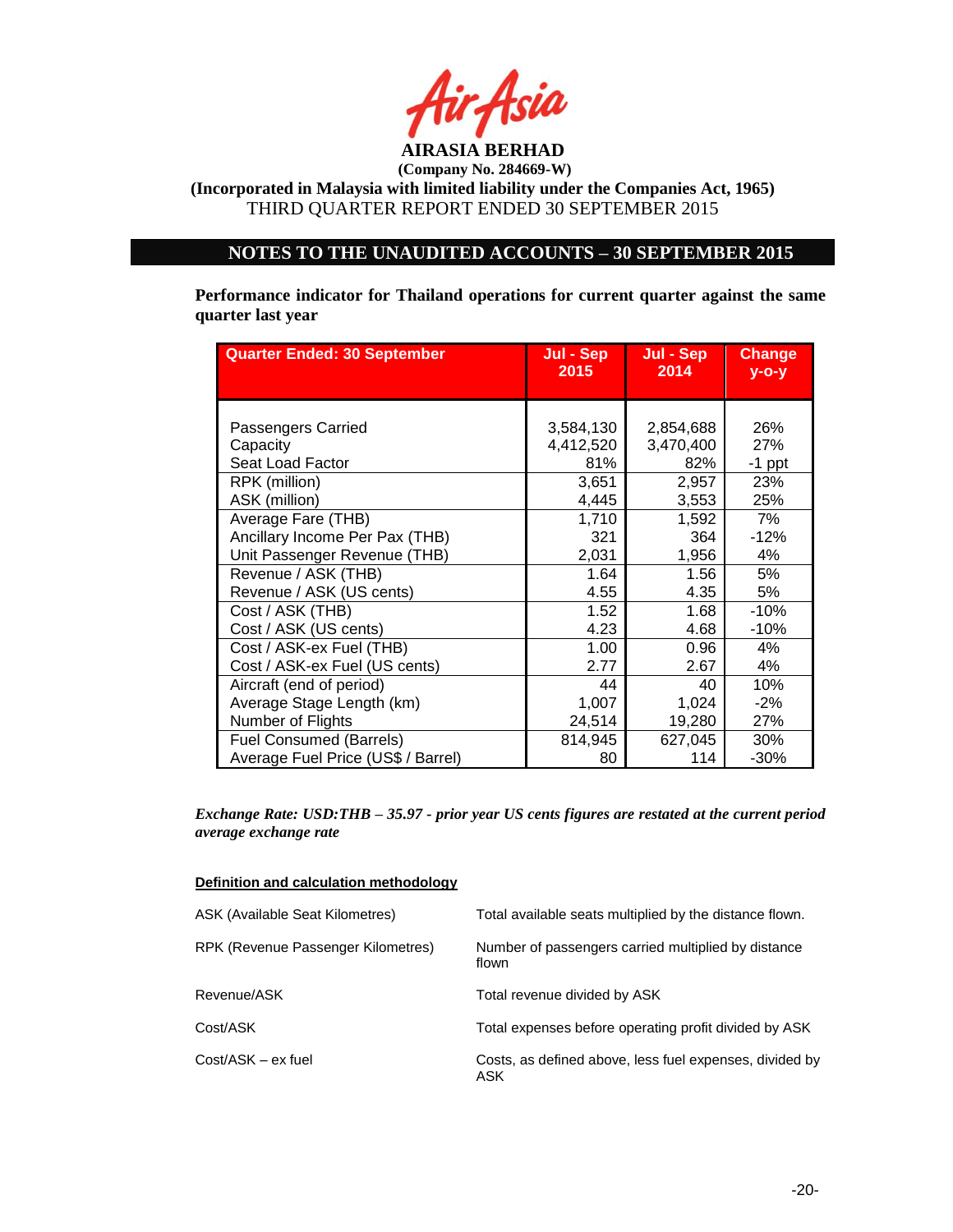**AIRASIA BERHAD**
**(Company No. 284669-W)**
**(Incorporated in Malaysia with limited liability under the Companies Act, 1965)**
THIRD QUARTER REPORT ENDED 30 SEPTEMBER 2015

## NOTES TO THE UNAUDITED ACCOUNTS – 30 SEPTEMBER 2015

**Performance indicator for Thailand operations for current quarter against the same quarter last year**

| Quarter Ended: 30 September | Jul - Sep 2015 | Jul - Sep 2014 | Change y-o-y |
|---|---|---|---|
| Passengers Carried | 3,584,130 | 2,854,688 | 26% |
| Capacity | 4,412,520 | 3,470,400 | 27% |
| Seat Load Factor | 81% | 82% | -1 ppt |
| RPK (million) | 3,651 | 2,957 | 23% |
| ASK (million) | 4,445 | 3,553 | 25% |
| Average Fare (THB) | 1,710 | 1,592 | 7% |
| Ancillary Income Per Pax (THB) | 321 | 364 | -12% |
| Unit Passenger Revenue (THB) | 2,031 | 1,956 | 4% |
| Revenue / ASK (THB) | 1.64 | 1.56 | 5% |
| Revenue / ASK (US cents) | 4.55 | 4.35 | 5% |
| Cost / ASK (THB) | 1.52 | 1.68 | -10% |
| Cost / ASK (US cents) | 4.23 | 4.68 | -10% |
| Cost / ASK-ex Fuel (THB) | 1.00 | 0.96 | 4% |
| Cost / ASK-ex Fuel (US cents) | 2.77 | 2.67 | 4% |
| Aircraft (end of period) | 44 | 40 | 10% |
| Average Stage Length (km) | 1,007 | 1,024 | -2% |
| Number of Flights | 24,514 | 19,280 | 27% |
| Fuel Consumed (Barrels) | 814,945 | 627,045 | 30% |
| Average Fuel Price (US$ / Barrel) | 80 | 114 | -30% |

*Exchange Rate: USD:THB – 35.97 - prior year US cents figures are restated at the current period average exchange rate*

**Definition and calculation methodology**

| | |
|---|---|
| ASK (Available Seat Kilometres) | Total available seats multiplied by the distance flown. |
| RPK (Revenue Passenger Kilometres) | Number of passengers carried multiplied by distance flown |
| Revenue/ASK | Total revenue divided by ASK |
| Cost/ASK | Total expenses before operating profit divided by ASK |
| Cost/ASK – ex fuel | Costs, as defined above, less fuel expenses, divided by ASK |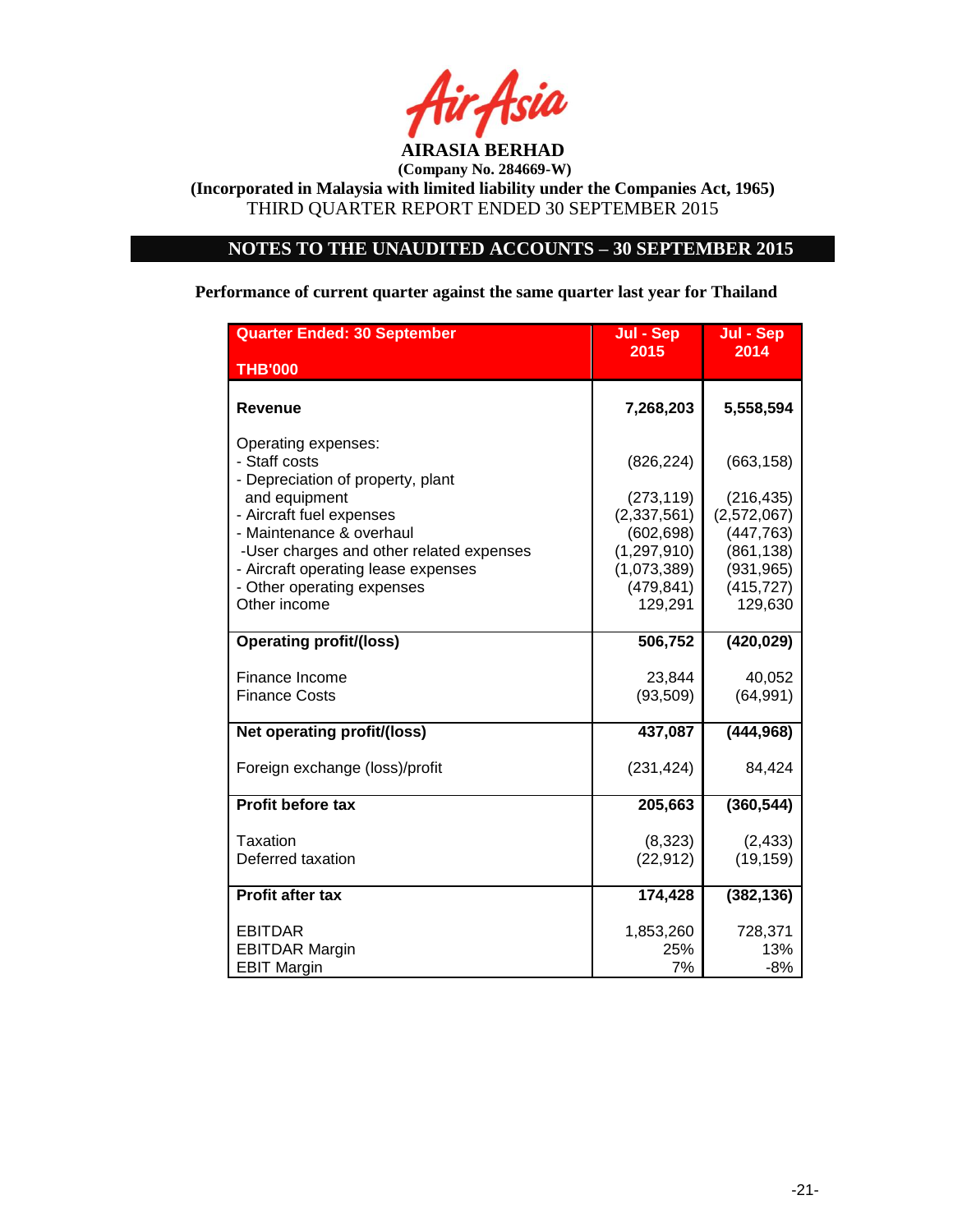AIRASIA BERHAD

(Company No. 284669-W)

(Incorporated in Malaysia with limited liability under the Companies Act, 1965)

THIRD QUARTER REPORT ENDED 30 SEPTEMBER 2015

## NOTES TO THE UNAUDITED ACCOUNTS – 30 SEPTEMBER 2015

**Performance of current quarter against the same quarter last year for Thailand**

| Quarter Ended: 30 September<br>THB'000 | Jul - Sep 2015 | Jul - Sep 2014 |
|---|---|---|
| **Revenue** | **7,268,203** | **5,558,594** |
| Operating expenses: | | |
| - Staff costs | (826,224) | (663,158) |
| - Depreciation of property, plant and equipment | (273,119) | (216,435) |
| - Aircraft fuel expenses | (2,337,561) | (2,572,067) |
| - Maintenance & overhaul | (602,698) | (447,763) |
| -User charges and other related expenses | (1,297,910) | (861,138) |
| - Aircraft operating lease expenses | (1,073,389) | (931,965) |
| - Other operating expenses | (479,841) | (415,727) |
| Other income | 129,291 | 129,630 |
| **Operating profit/(loss)** | **506,752** | **(420,029)** |
| Finance Income | 23,844 | 40,052 |
| Finance Costs | (93,509) | (64,991) |
| **Net operating profit/(loss)** | **437,087** | **(444,968)** |
| Foreign exchange (loss)/profit | (231,424) | 84,424 |
| **Profit before tax** | **205,663** | **(360,544)** |
| Taxation | (8,323) | (2,433) |
| Deferred taxation | (22,912) | (19,159) |
| **Profit after tax** | **174,428** | **(382,136)** |
| EBITDAR | 1,853,260 | 728,371 |
| EBITDAR Margin | 25% | 13% |
| EBIT Margin | 7% | -8% |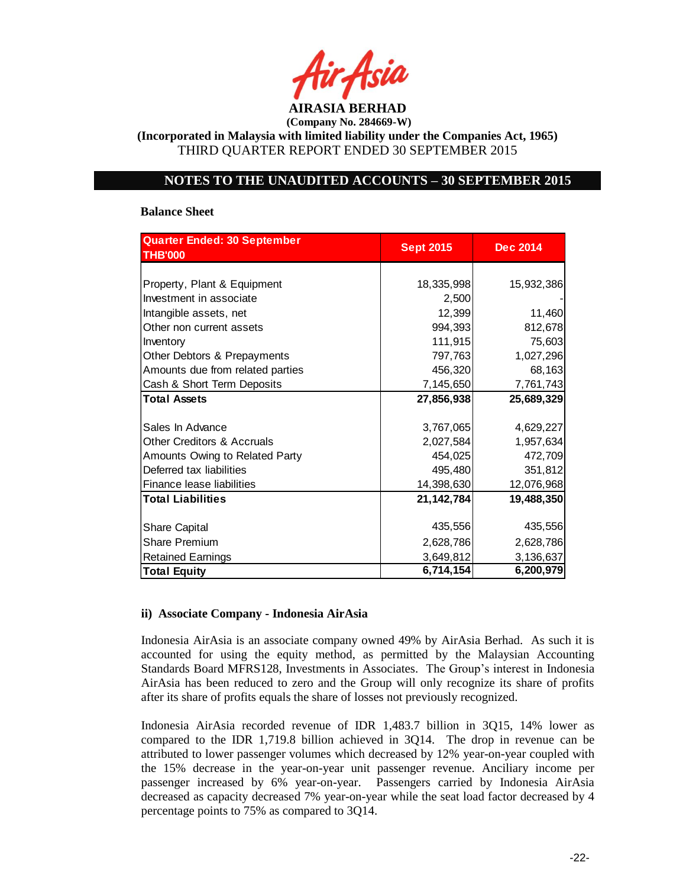**Balance Sheet**

| Quarter Ended: 30 September THB'000 | Sept 2015 | Dec 2014 |
|---|---|---|
| Property, Plant & Equipment | 18,335,998 | 15,932,386 |
| Investment in associate | 2,500 | - |
| Intangible assets, net | 12,399 | 11,460 |
| Other non current assets | 994,393 | 812,678 |
| Inventory | 111,915 | 75,603 |
| Other Debtors & Prepayments | 797,763 | 1,027,296 |
| Amounts due from related parties | 456,320 | 68,163 |
| Cash & Short Term Deposits | 7,145,650 | 7,761,743 |
| **Total Assets** | **27,856,938** | **25,689,329** |
| Sales In Advance | 3,767,065 | 4,629,227 |
| Other Creditors & Accruals | 2,027,584 | 1,957,634 |
| Amounts Owing to Related Party | 454,025 | 472,709 |
| Deferred tax liabilities | 495,480 | 351,812 |
| Finance lease liabilities | 14,398,630 | 12,076,968 |
| **Total Liabilities** | **21,142,784** | **19,488,350** |
| Share Capital | 435,556 | 435,556 |
| Share Premium | 2,628,786 | 2,628,786 |
| Retained Earnings | 3,649,812 | 3,136,637 |
| **Total Equity** | **6,714,154** | **6,200,979** |

**ii) Associate Company - Indonesia AirAsia**

Indonesia AirAsia is an associate company owned 49% by AirAsia Berhad. As such it is accounted for using the equity method, as permitted by the Malaysian Accounting Standards Board MFRS128, Investments in Associates. The Group's interest in Indonesia AirAsia has been reduced to zero and the Group will only recognize its share of profits after its share of profits equals the share of losses not previously recognized.

Indonesia AirAsia recorded revenue of IDR 1,483.7 billion in 3Q15, 14% lower as compared to the IDR 1,719.8 billion achieved in 3Q14. The drop in revenue can be attributed to lower passenger volumes which decreased by 12% year-on-year coupled with the 15% decrease in the year-on-year unit passenger revenue. Anciliary income per passenger increased by 6% year-on-year. Passengers carried by Indonesia AirAsia decreased as capacity decreased 7% year-on-year while the seat load factor decreased by 4 percentage points to 75% as compared to 3Q14.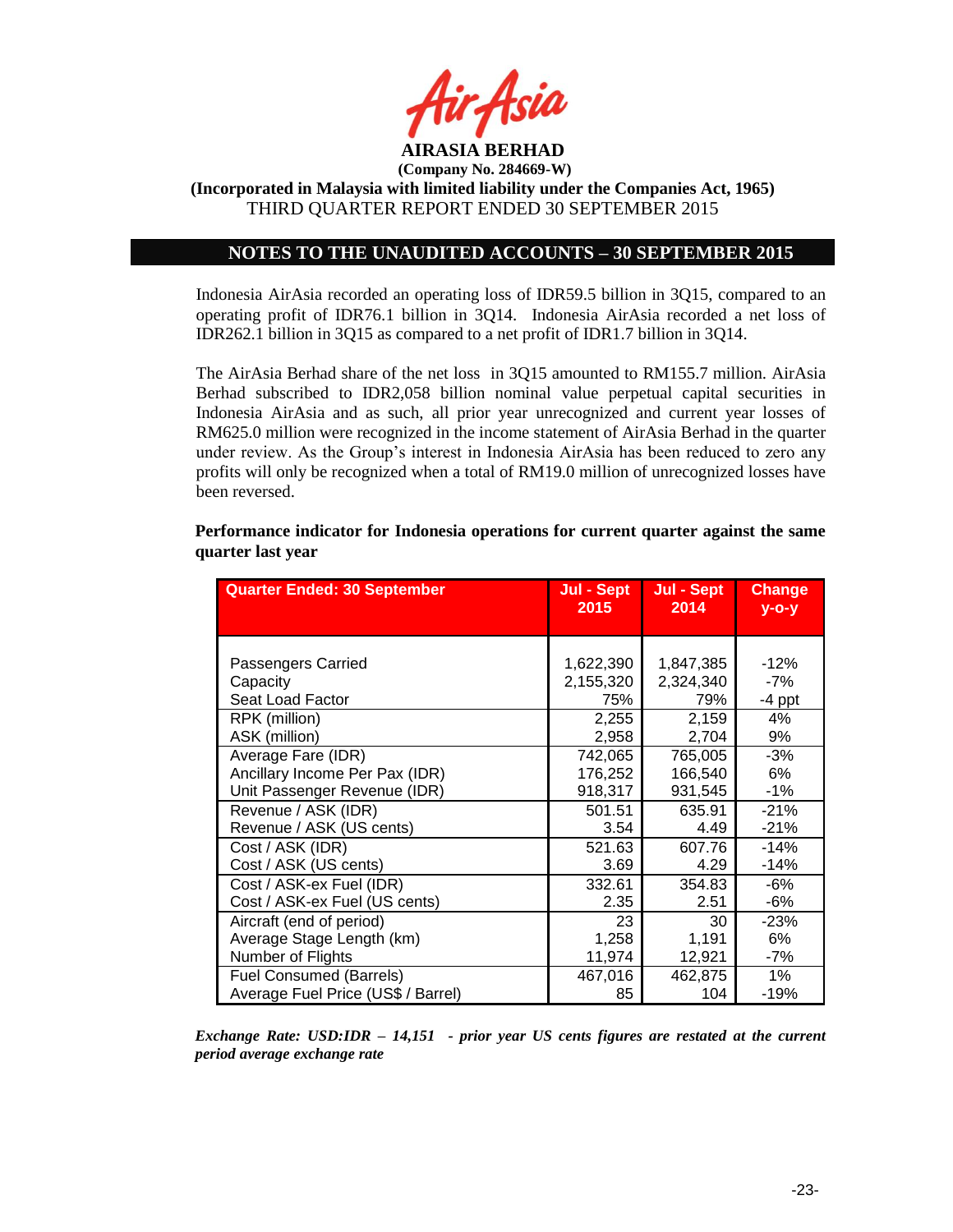**AIRASIA BERHAD**
**(Company No. 284669-W)**
**(Incorporated in Malaysia with limited liability under the Companies Act, 1965)**
THIRD QUARTER REPORT ENDED 30 SEPTEMBER 2015

## NOTES TO THE UNAUDITED ACCOUNTS – 30 SEPTEMBER 2015

Indonesia AirAsia recorded an operating loss of IDR59.5 billion in 3Q15, compared to an operating profit of IDR76.1 billion in 3Q14. Indonesia AirAsia recorded a net loss of IDR262.1 billion in 3Q15 as compared to a net profit of IDR1.7 billion in 3Q14.

The AirAsia Berhad share of the net loss in 3Q15 amounted to RM155.7 million. AirAsia Berhad subscribed to IDR2,058 billion nominal value perpetual capital securities in Indonesia AirAsia and as such, all prior year unrecognized and current year losses of RM625.0 million were recognized in the income statement of AirAsia Berhad in the quarter under review. As the Group's interest in Indonesia AirAsia has been reduced to zero any profits will only be recognized when a total of RM19.0 million of unrecognized losses have been reversed.

**Performance indicator for Indonesia operations for current quarter against the same quarter last year**

| Quarter Ended: 30 September | Jul - Sept 2015 | Jul - Sept 2014 | Change y-o-y |
|---|---|---|---|
| Passengers Carried | 1,622,390 | 1,847,385 | -12% |
| Capacity | 2,155,320 | 2,324,340 | -7% |
| Seat Load Factor | 75% | 79% | -4 ppt |
| RPK (million) | 2,255 | 2,159 | 4% |
| ASK (million) | 2,958 | 2,704 | 9% |
| Average Fare (IDR) | 742,065 | 765,005 | -3% |
| Ancillary Income Per Pax (IDR) | 176,252 | 166,540 | 6% |
| Unit Passenger Revenue (IDR) | 918,317 | 931,545 | -1% |
| Revenue / ASK (IDR) | 501.51 | 635.91 | -21% |
| Revenue / ASK (US cents) | 3.54 | 4.49 | -21% |
| Cost / ASK (IDR) | 521.63 | 607.76 | -14% |
| Cost / ASK (US cents) | 3.69 | 4.29 | -14% |
| Cost / ASK-ex Fuel (IDR) | 332.61 | 354.83 | -6% |
| Cost / ASK-ex Fuel (US cents) | 2.35 | 2.51 | -6% |
| Aircraft (end of period) | 23 | 30 | -23% |
| Average Stage Length (km) | 1,258 | 1,191 | 6% |
| Number of Flights | 11,974 | 12,921 | -7% |
| Fuel Consumed (Barrels) | 467,016 | 462,875 | 1% |
| Average Fuel Price (US$ / Barrel) | 85 | 104 | -19% |

***Exchange Rate: USD:IDR – 14,151 - prior year US cents figures are restated at the current period average exchange rate***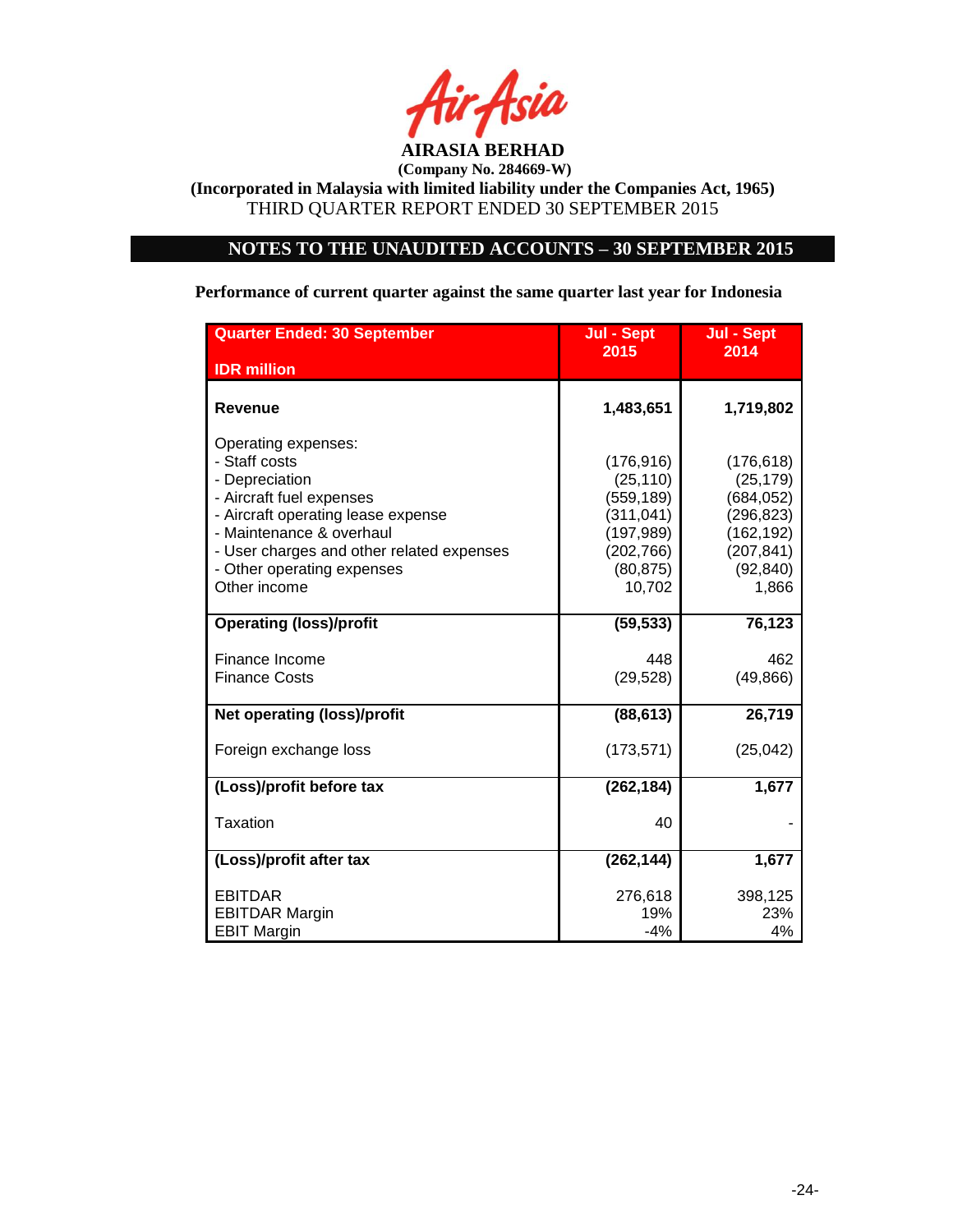**AIRASIA BERHAD**
**(Company No. 284669-W)**
**(Incorporated in Malaysia with limited liability under the Companies Act, 1965)**
THIRD QUARTER REPORT ENDED 30 SEPTEMBER 2015

## NOTES TO THE UNAUDITED ACCOUNTS – 30 SEPTEMBER 2015

**Performance of current quarter against the same quarter last year for Indonesia**

| Quarter Ended: 30 September<br>IDR million | Jul - Sept 2015 | Jul - Sept 2014 |
|---|---|---|
| **Revenue** | **1,483,651** | **1,719,802** |
| Operating expenses: | | |
| - Staff costs | (176,916) | (176,618) |
| - Depreciation | (25,110) | (25,179) |
| - Aircraft fuel expenses | (559,189) | (684,052) |
| - Aircraft operating lease expense | (311,041) | (296,823) |
| - Maintenance & overhaul | (197,989) | (162,192) |
| - User charges and other related expenses | (202,766) | (207,841) |
| - Other operating expenses | (80,875) | (92,840) |
| Other income | 10,702 | 1,866 |
| **Operating (loss)/profit** | **(59,533)** | **76,123** |
| Finance Income | 448 | 462 |
| Finance Costs | (29,528) | (49,866) |
| **Net operating (loss)/profit** | **(88,613)** | **26,719** |
| Foreign exchange loss | (173,571) | (25,042) |
| **(Loss)/profit before tax** | **(262,184)** | **1,677** |
| Taxation | 40 | - |
| **(Loss)/profit after tax** | **(262,144)** | **1,677** |
| EBITDAR | 276,618 | 398,125 |
| EBITDAR Margin | 19% | 23% |
| EBIT Margin | -4% | 4% |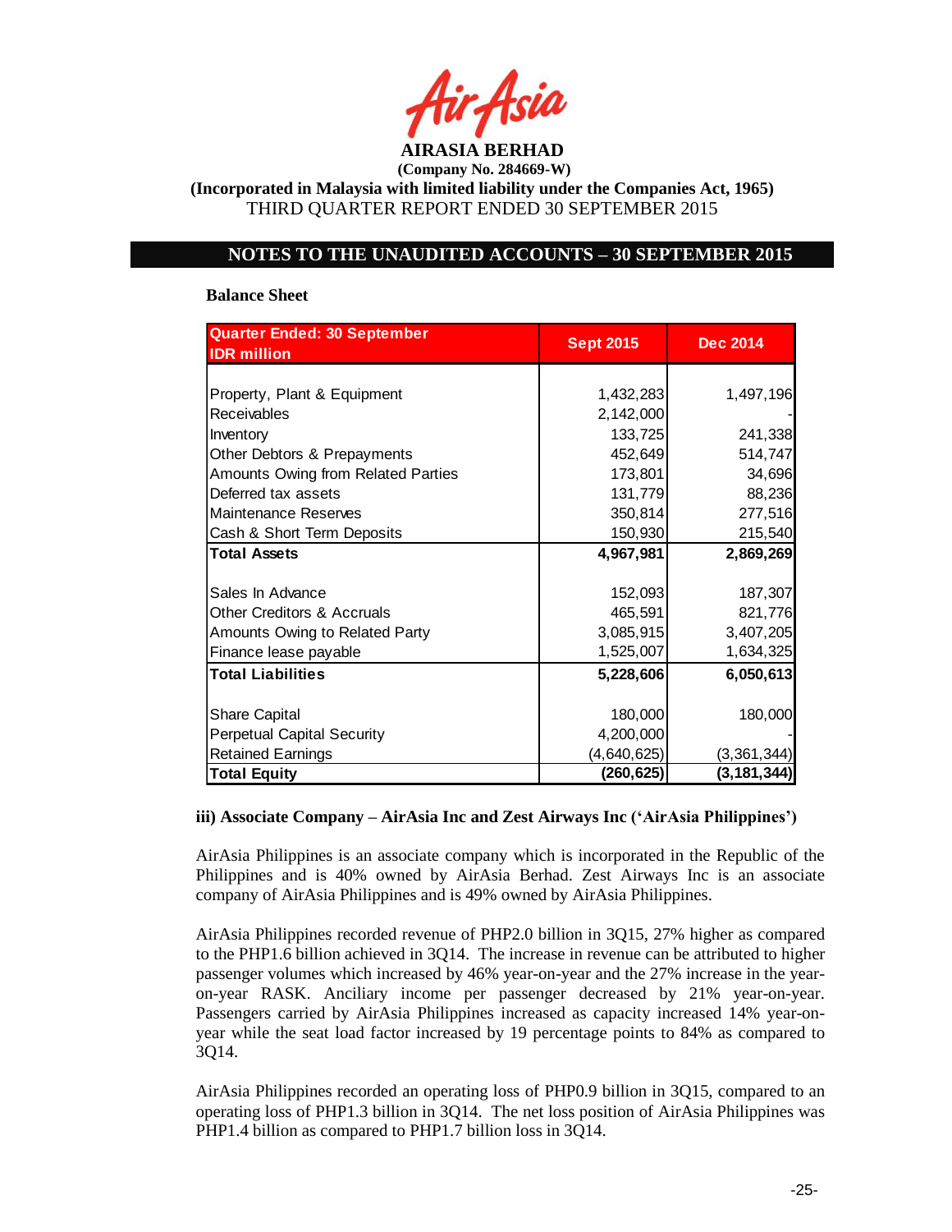**AIRASIA BERHAD**
**(Company No. 284669-W)**
**(Incorporated in Malaysia with limited liability under the Companies Act, 1965)**
THIRD QUARTER REPORT ENDED 30 SEPTEMBER 2015

## NOTES TO THE UNAUDITED ACCOUNTS – 30 SEPTEMBER 2015

**Balance Sheet**

| Quarter Ended: 30 September<br>IDR million | Sept 2015 | Dec 2014 |
|---|---|---|
| Property, Plant & Equipment | 1,432,283 | 1,497,196 |
| Receivables | 2,142,000 | - |
| Inventory | 133,725 | 241,338 |
| Other Debtors & Prepayments | 452,649 | 514,747 |
| Amounts Owing from Related Parties | 173,801 | 34,696 |
| Deferred tax assets | 131,779 | 88,236 |
| Maintenance Reserves | 350,814 | 277,516 |
| Cash & Short Term Deposits | 150,930 | 215,540 |
| **Total Assets** | **4,967,981** | **2,869,269** |
| Sales In Advance | 152,093 | 187,307 |
| Other Creditors & Accruals | 465,591 | 821,776 |
| Amounts Owing to Related Party | 3,085,915 | 3,407,205 |
| Finance lease payable | 1,525,007 | 1,634,325 |
| **Total Liabilities** | **5,228,606** | **6,050,613** |
| Share Capital | 180,000 | 180,000 |
| Perpetual Capital Security | 4,200,000 | - |
| Retained Earnings | (4,640,625) | (3,361,344) |
| **Total Equity** | **(260,625)** | **(3,181,344)** |

**iii) Associate Company – AirAsia Inc and Zest Airways Inc ('AirAsia Philippines')**

AirAsia Philippines is an associate company which is incorporated in the Republic of the Philippines and is 40% owned by AirAsia Berhad. Zest Airways Inc is an associate company of AirAsia Philippines and is 49% owned by AirAsia Philippines.

AirAsia Philippines recorded revenue of PHP2.0 billion in 3Q15, 27% higher as compared to the PHP1.6 billion achieved in 3Q14. The increase in revenue can be attributed to higher passenger volumes which increased by 46% year-on-year and the 27% increase in the year-on-year RASK. Anciliary income per passenger decreased by 21% year-on-year. Passengers carried by AirAsia Philippines increased as capacity increased 14% year-on-year while the seat load factor increased by 19 percentage points to 84% as compared to 3Q14.

AirAsia Philippines recorded an operating loss of PHP0.9 billion in 3Q15, compared to an operating loss of PHP1.3 billion in 3Q14. The net loss position of AirAsia Philippines was PHP1.4 billion as compared to PHP1.7 billion loss in 3Q14.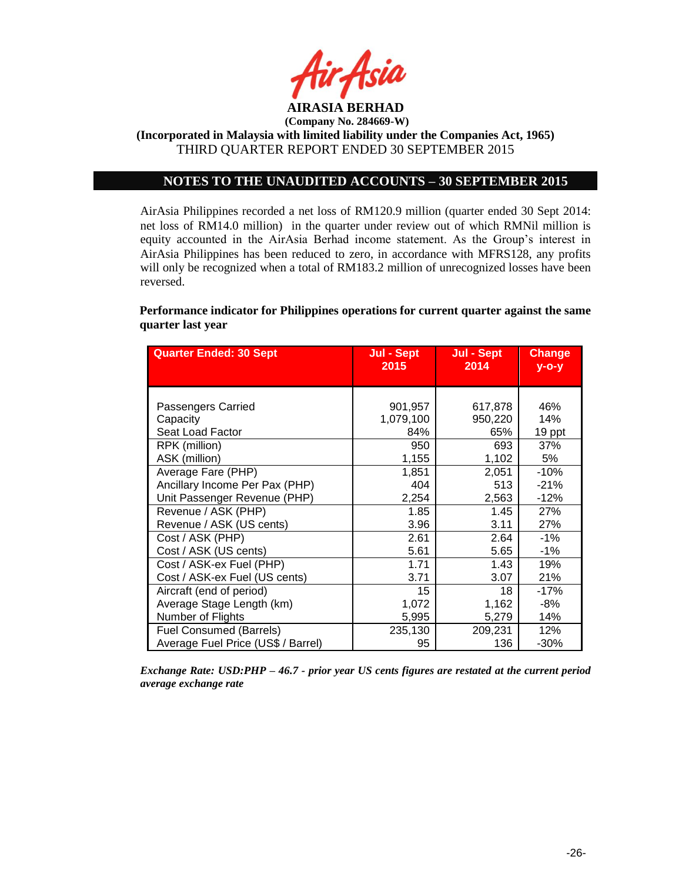**AIRASIA BERHAD**
**(Company No. 284669-W)**
**(Incorporated in Malaysia with limited liability under the Companies Act, 1965)**
THIRD QUARTER REPORT ENDED 30 SEPTEMBER 2015

## NOTES TO THE UNAUDITED ACCOUNTS – 30 SEPTEMBER 2015

AirAsia Philippines recorded a net loss of RM120.9 million (quarter ended 30 Sept 2014: net loss of RM14.0 million) in the quarter under review out of which RMNil million is equity accounted in the AirAsia Berhad income statement. As the Group's interest in AirAsia Philippines has been reduced to zero, in accordance with MFRS128, any profits will only be recognized when a total of RM183.2 million of unrecognized losses have been reversed.

**Performance indicator for Philippines operations for current quarter against the same quarter last year**

| Quarter Ended: 30 Sept | Jul - Sept 2015 | Jul - Sept 2014 | Change y-o-y |
|---|---|---|---|
| Passengers Carried | 901,957 | 617,878 | 46% |
| Capacity | 1,079,100 | 950,220 | 14% |
| Seat Load Factor | 84% | 65% | 19 ppt |
| RPK (million) | 950 | 693 | 37% |
| ASK (million) | 1,155 | 1,102 | 5% |
| Average Fare (PHP) | 1,851 | 2,051 | -10% |
| Ancillary Income Per Pax (PHP) | 404 | 513 | -21% |
| Unit Passenger Revenue (PHP) | 2,254 | 2,563 | -12% |
| Revenue / ASK (PHP) | 1.85 | 1.45 | 27% |
| Revenue / ASK (US cents) | 3.96 | 3.11 | 27% |
| Cost / ASK (PHP) | 2.61 | 2.64 | -1% |
| Cost / ASK (US cents) | 5.61 | 5.65 | -1% |
| Cost / ASK-ex Fuel (PHP) | 1.71 | 1.43 | 19% |
| Cost / ASK-ex Fuel (US cents) | 3.71 | 3.07 | 21% |
| Aircraft (end of period) | 15 | 18 | -17% |
| Average Stage Length (km) | 1,072 | 1,162 | -8% |
| Number of Flights | 5,995 | 5,279 | 14% |
| Fuel Consumed (Barrels) | 235,130 | 209,231 | 12% |
| Average Fuel Price (US$ / Barrel) | 95 | 136 | -30% |

*Exchange Rate: USD:PHP – 46.7 - prior year US cents figures are restated at the current period average exchange rate*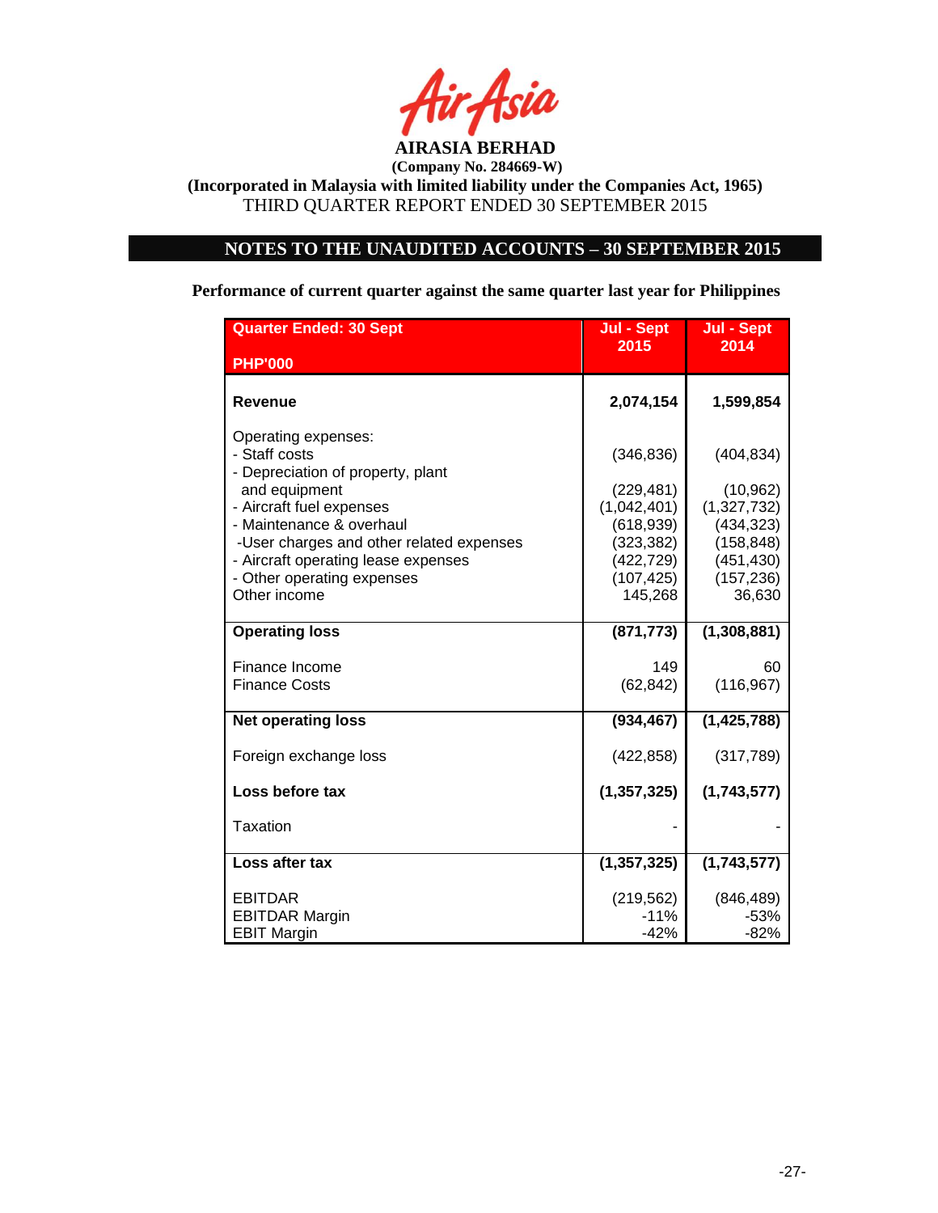AirAsia

**AIRASIA BERHAD**
**(Company No. 284669-W)**
**(Incorporated in Malaysia with limited liability under the Companies Act, 1965)**
THIRD QUARTER REPORT ENDED 30 SEPTEMBER 2015

## NOTES TO THE UNAUDITED ACCOUNTS – 30 SEPTEMBER 2015

**Performance of current quarter against the same quarter last year for Philippines**

| Quarter Ended: 30 Sept<br>PHP'000 | Jul - Sept 2015 | Jul - Sept 2014 |
|---|---|---|
| **Revenue** | **2,074,154** | **1,599,854** |
| Operating expenses: | | |
| - Staff costs | (346,836) | (404,834) |
| - Depreciation of property, plant and equipment | (229,481) | (10,962) |
| - Aircraft fuel expenses | (1,042,401) | (1,327,732) |
| - Maintenance & overhaul | (618,939) | (434,323) |
| -User charges and other related expenses | (323,382) | (158,848) |
| - Aircraft operating lease expenses | (422,729) | (451,430) |
| - Other operating expenses | (107,425) | (157,236) |
| Other income | 145,268 | 36,630 |
| **Operating loss** | **(871,773)** | **(1,308,881)** |
| Finance Income | 149 | 60 |
| Finance Costs | (62,842) | (116,967) |
| **Net operating loss** | **(934,467)** | **(1,425,788)** |
| Foreign exchange loss | (422,858) | (317,789) |
| **Loss before tax** | **(1,357,325)** | **(1,743,577)** |
| Taxation | - | - |
| **Loss after tax** | **(1,357,325)** | **(1,743,577)** |
| EBITDAR | (219,562) | (846,489) |
| EBITDAR Margin | -11% | -53% |
| EBIT Margin | -42% | -82% |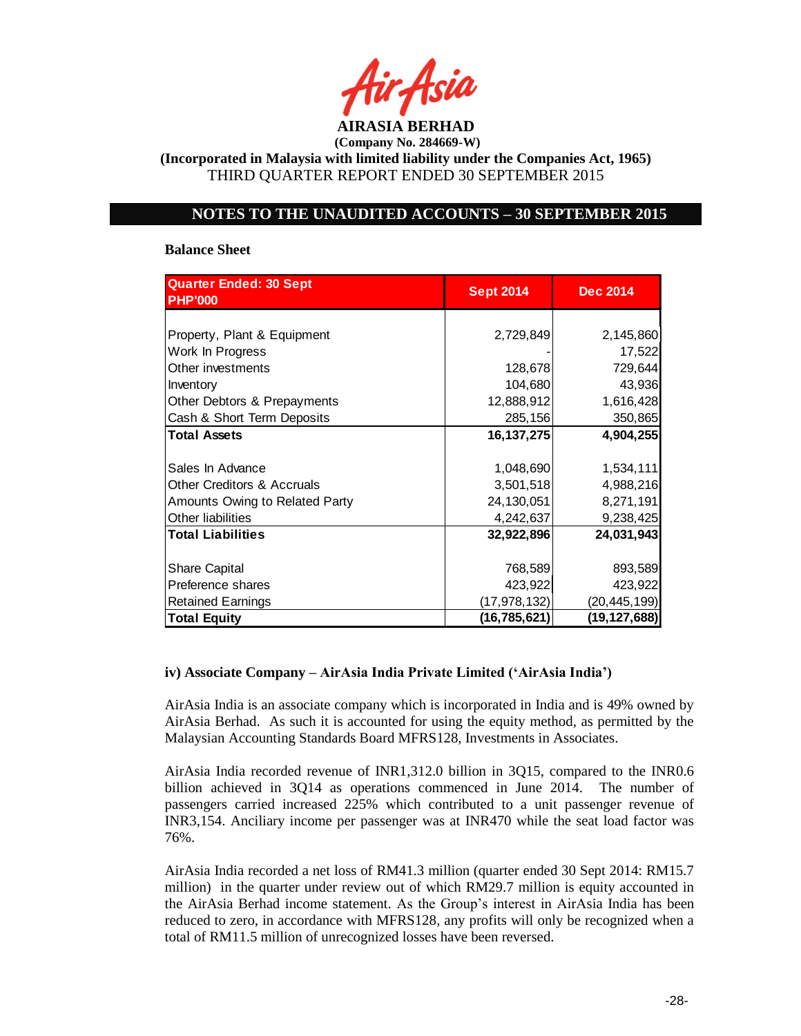AIRASIA BERHAD

(Company No. 284669-W)

(Incorporated in Malaysia with limited liability under the Companies Act, 1965)

THIRD QUARTER REPORT ENDED 30 SEPTEMBER 2015

## NOTES TO THE UNAUDITED ACCOUNTS – 30 SEPTEMBER 2015

**Balance Sheet**

| Quarter Ended: 30 Sept PHP'000 | Sept 2014 | Dec 2014 |
|---|---|---|
| Property, Plant & Equipment | 2,729,849 | 2,145,860 |
| Work In Progress | - | 17,522 |
| Other investments | 128,678 | 729,644 |
| Inventory | 104,680 | 43,936 |
| Other Debtors & Prepayments | 12,888,912 | 1,616,428 |
| Cash & Short Term Deposits | 285,156 | 350,865 |
| **Total Assets** | **16,137,275** | **4,904,255** |
| Sales In Advance | 1,048,690 | 1,534,111 |
| Other Creditors & Accruals | 3,501,518 | 4,988,216 |
| Amounts Owing to Related Party | 24,130,051 | 8,271,191 |
| Other liabilities | 4,242,637 | 9,238,425 |
| **Total Liabilities** | **32,922,896** | **24,031,943** |
| Share Capital | 768,589 | 893,589 |
| Preference shares | 423,922 | 423,922 |
| Retained Earnings | (17,978,132) | (20,445,199) |
| **Total Equity** | **(16,785,621)** | **(19,127,688)** |

### iv) Associate Company – AirAsia India Private Limited ('AirAsia India')

AirAsia India is an associate company which is incorporated in India and is 49% owned by AirAsia Berhad. As such it is accounted for using the equity method, as permitted by the Malaysian Accounting Standards Board MFRS128, Investments in Associates.

AirAsia India recorded revenue of INR1,312.0 billion in 3Q15, compared to the INR0.6 billion achieved in 3Q14 as operations commenced in June 2014. The number of passengers carried increased 225% which contributed to a unit passenger revenue of INR3,154. Anciliary income per passenger was at INR470 while the seat load factor was 76%.

AirAsia India recorded a net loss of RM41.3 million (quarter ended 30 Sept 2014: RM15.7 million) in the quarter under review out of which RM29.7 million is equity accounted in the AirAsia Berhad income statement. As the Group's interest in AirAsia India has been reduced to zero, in accordance with MFRS128, any profits will only be recognized when a total of RM11.5 million of unrecognized losses have been reversed.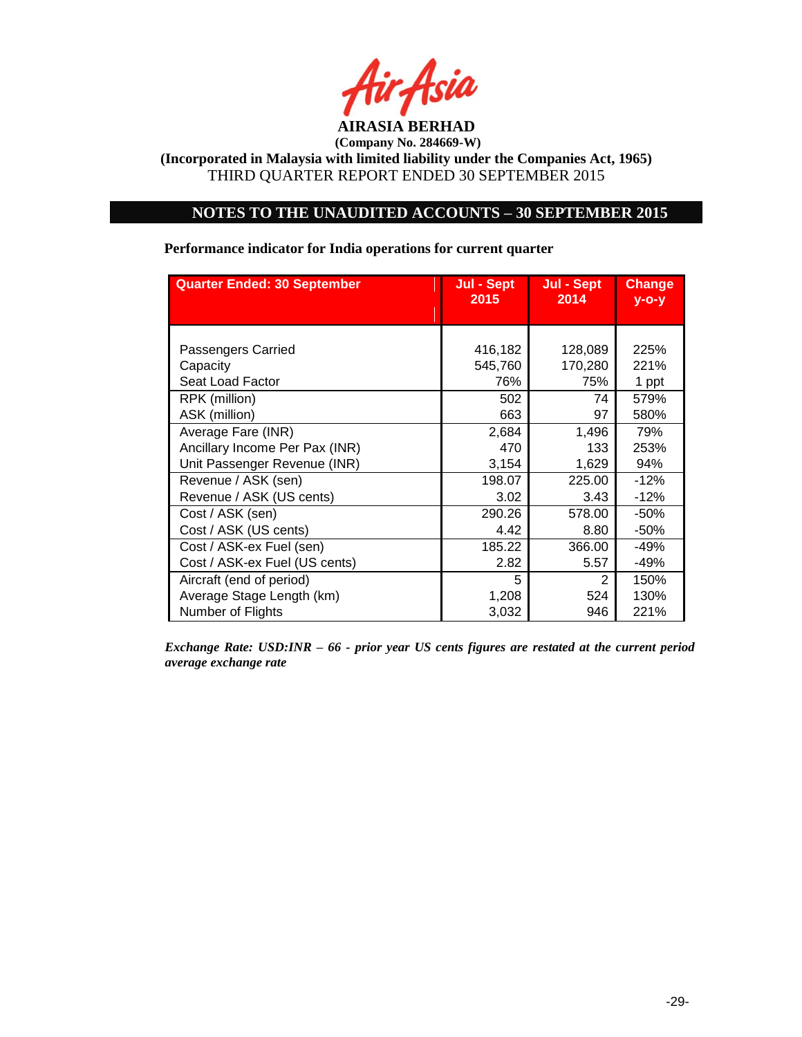**AIRASIA BERHAD**

**(Company No. 284669-W)**

**(Incorporated in Malaysia with limited liability under the Companies Act, 1965)**

THIRD QUARTER REPORT ENDED 30 SEPTEMBER 2015

## NOTES TO THE UNAUDITED ACCOUNTS – 30 SEPTEMBER 2015

**Performance indicator for India operations for current quarter**

| Quarter Ended: 30 September | Jul - Sept 2015 | Jul - Sept 2014 | Change y-o-y |
|---|---|---|---|
| Passengers Carried | 416,182 | 128,089 | 225% |
| Capacity | 545,760 | 170,280 | 221% |
| Seat Load Factor | 76% | 75% | 1 ppt |
| RPK (million) | 502 | 74 | 579% |
| ASK (million) | 663 | 97 | 580% |
| Average Fare (INR) | 2,684 | 1,496 | 79% |
| Ancillary Income Per Pax (INR) | 470 | 133 | 253% |
| Unit Passenger Revenue (INR) | 3,154 | 1,629 | 94% |
| Revenue / ASK (sen) | 198.07 | 225.00 | -12% |
| Revenue / ASK (US cents) | 3.02 | 3.43 | -12% |
| Cost / ASK (sen) | 290.26 | 578.00 | -50% |
| Cost / ASK (US cents) | 4.42 | 8.80 | -50% |
| Cost / ASK-ex Fuel (sen) | 185.22 | 366.00 | -49% |
| Cost / ASK-ex Fuel (US cents) | 2.82 | 5.57 | -49% |
| Aircraft (end of period) | 5 | 2 | 150% |
| Average Stage Length (km) | 1,208 | 524 | 130% |
| Number of Flights | 3,032 | 946 | 221% |

***Exchange Rate: USD:INR – 66 - prior year US cents figures are restated at the current period average exchange rate***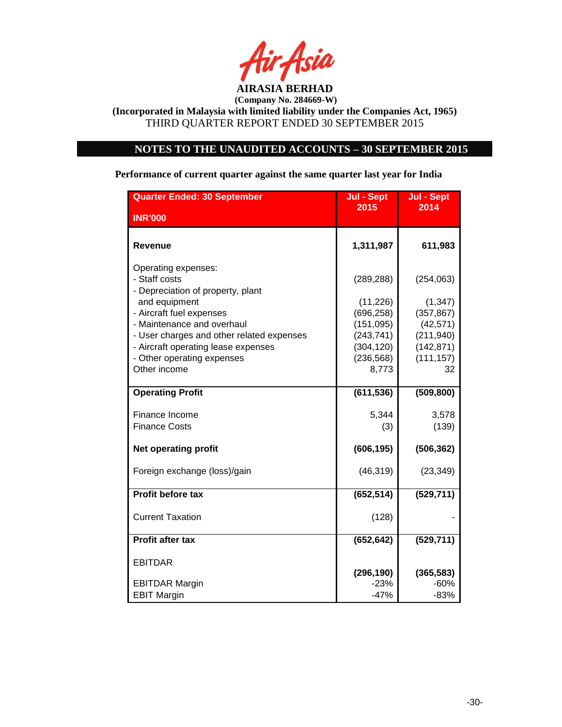**AIRASIA BERHAD**

**(Company No. 284669-W)**

**(Incorporated in Malaysia with limited liability under the Companies Act, 1965)**

THIRD QUARTER REPORT ENDED 30 SEPTEMBER 2015

## NOTES TO THE UNAUDITED ACCOUNTS – 30 SEPTEMBER 2015

**Performance of current quarter against the same quarter last year for India**

| Quarter Ended: 30 September<br>INR'000 | Jul - Sept 2015 | Jul - Sept 2014 |
|---|---|---|
| **Revenue** | **1,311,987** | **611,983** |
| Operating expenses: | | |
| - Staff costs | (289,288) | (254,063) |
| - Depreciation of property, plant and equipment | (11,226) | (1,347) |
| - Aircraft fuel expenses | (696,258) | (357,867) |
| - Maintenance and overhaul | (151,095) | (42,571) |
| - User charges and other related expenses | (243,741) | (211,940) |
| - Aircraft operating lease expenses | (304,120) | (142,871) |
| - Other operating expenses | (236,568) | (111,157) |
| Other income | 8,773 | 32 |
| **Operating Profit** | **(611,536)** | **(509,800)** |
| Finance Income | 5,344 | 3,578 |
| Finance Costs | (3) | (139) |
| **Net operating profit** | **(606,195)** | **(506,362)** |
| Foreign exchange (loss)/gain | (46,319) | (23,349) |
| **Profit before tax** | **(652,514)** | **(529,711)** |
| Current Taxation | (128) | - |
| **Profit after tax** | **(652,642)** | **(529,711)** |
| EBITDAR | **(296,190)** | **(365,583)** |
| EBITDAR Margin | -23% | -60% |
| EBIT Margin | -47% | -83% |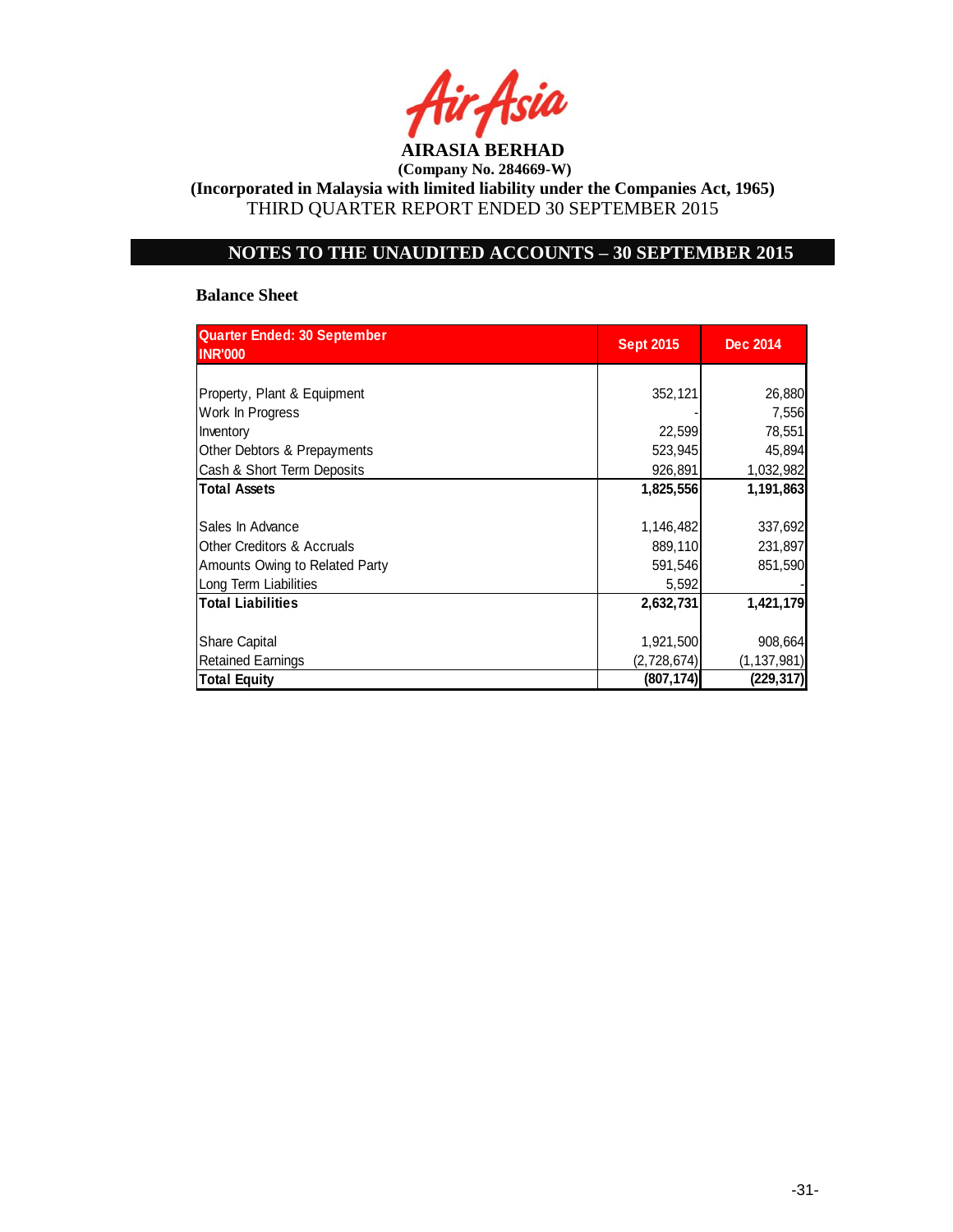**AIRASIA BERHAD**

**(Company No. 284669-W)**

**(Incorporated in Malaysia with limited liability under the Companies Act, 1965)**

THIRD QUARTER REPORT ENDED 30 SEPTEMBER 2015

## NOTES TO THE UNAUDITED ACCOUNTS – 30 SEPTEMBER 2015

**Balance Sheet**

| Quarter Ended: 30 September<br>INR'000 | Sept 2015 | Dec 2014 |
|---|---|---|
| Property, Plant & Equipment | 352,121 | 26,880 |
| Work In Progress | - | 7,556 |
| Inventory | 22,599 | 78,551 |
| Other Debtors & Prepayments | 523,945 | 45,894 |
| Cash & Short Term Deposits | 926,891 | 1,032,982 |
| **Total Assets** | **1,825,556** | **1,191,863** |
| Sales In Advance | 1,146,482 | 337,692 |
| Other Creditors & Accruals | 889,110 | 231,897 |
| Amounts Owing to Related Party | 591,546 | 851,590 |
| Long Term Liabilities | 5,592 | - |
| **Total Liabilities** | **2,632,731** | **1,421,179** |
| Share Capital | 1,921,500 | 908,664 |
| Retained Earnings | (2,728,674) | (1,137,981) |
| **Total Equity** | **(807,174)** | **(229,317)** |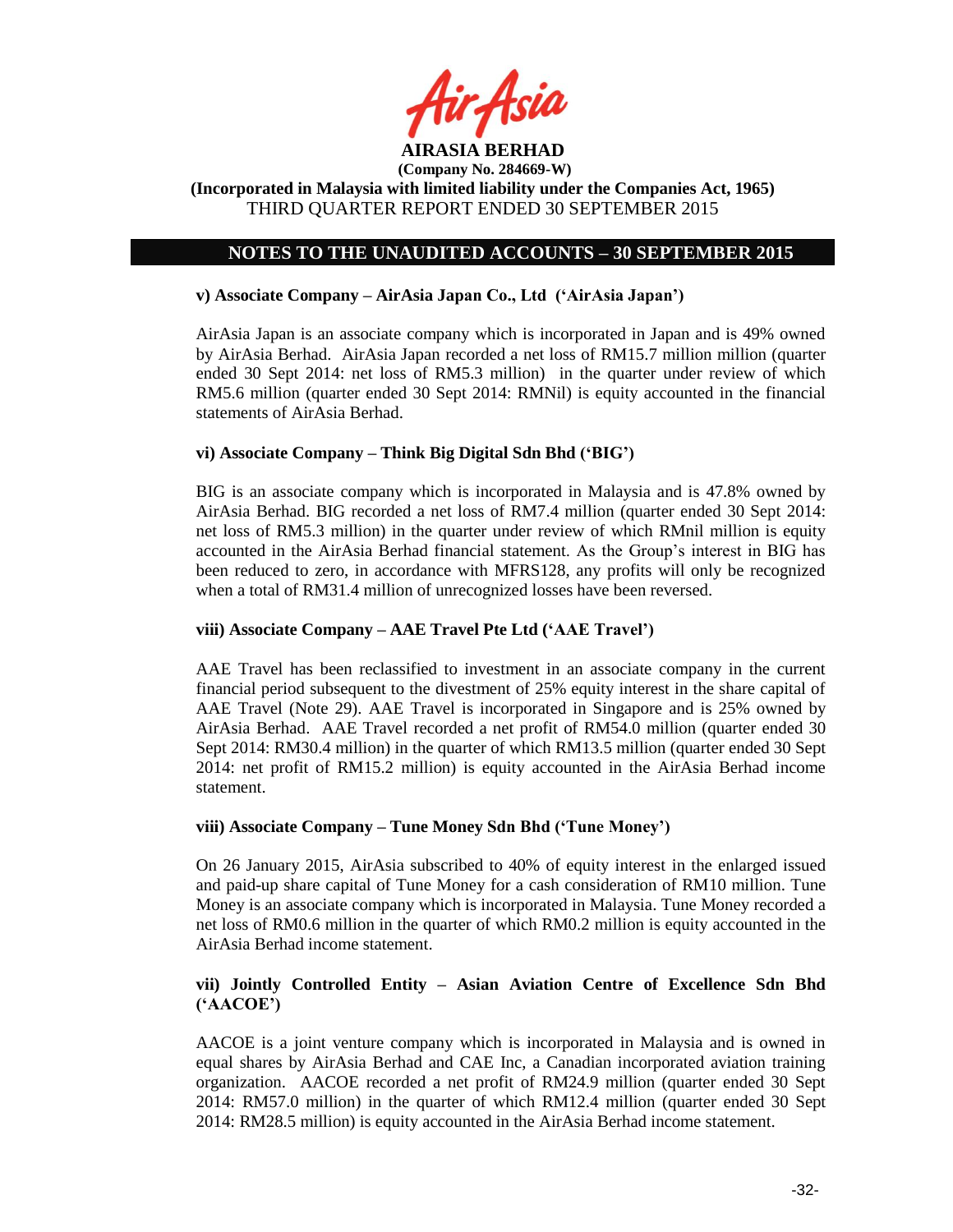## NOTES TO THE UNAUDITED ACCOUNTS – 30 SEPTEMBER 2015

**v) Associate Company – AirAsia Japan Co., Ltd ('AirAsia Japan')**

AirAsia Japan is an associate company which is incorporated in Japan and is 49% owned by AirAsia Berhad. AirAsia Japan recorded a net loss of RM15.7 million million (quarter ended 30 Sept 2014: net loss of RM5.3 million) in the quarter under review of which RM5.6 million (quarter ended 30 Sept 2014: RMNil) is equity accounted in the financial statements of AirAsia Berhad.

**vi) Associate Company – Think Big Digital Sdn Bhd ('BIG')**

BIG is an associate company which is incorporated in Malaysia and is 47.8% owned by AirAsia Berhad. BIG recorded a net loss of RM7.4 million (quarter ended 30 Sept 2014: net loss of RM5.3 million) in the quarter under review of which RMnil million is equity accounted in the AirAsia Berhad financial statement. As the Group's interest in BIG has been reduced to zero, in accordance with MFRS128, any profits will only be recognized when a total of RM31.4 million of unrecognized losses have been reversed.

**viii) Associate Company – AAE Travel Pte Ltd ('AAE Travel')**

AAE Travel has been reclassified to investment in an associate company in the current financial period subsequent to the divestment of 25% equity interest in the share capital of AAE Travel (Note 29). AAE Travel is incorporated in Singapore and is 25% owned by AirAsia Berhad. AAE Travel recorded a net profit of RM54.0 million (quarter ended 30 Sept 2014: RM30.4 million) in the quarter of which RM13.5 million (quarter ended 30 Sept 2014: net profit of RM15.2 million) is equity accounted in the AirAsia Berhad income statement.

**viii) Associate Company – Tune Money Sdn Bhd ('Tune Money')**

On 26 January 2015, AirAsia subscribed to 40% of equity interest in the enlarged issued and paid-up share capital of Tune Money for a cash consideration of RM10 million. Tune Money is an associate company which is incorporated in Malaysia. Tune Money recorded a net loss of RM0.6 million in the quarter of which RM0.2 million is equity accounted in the AirAsia Berhad income statement.

**vii) Jointly Controlled Entity – Asian Aviation Centre of Excellence Sdn Bhd ('AACOE')**

AACOE is a joint venture company which is incorporated in Malaysia and is owned in equal shares by AirAsia Berhad and CAE Inc, a Canadian incorporated aviation training organization. AACOE recorded a net profit of RM24.9 million (quarter ended 30 Sept 2014: RM57.0 million) in the quarter of which RM12.4 million (quarter ended 30 Sept 2014: RM28.5 million) is equity accounted in the AirAsia Berhad income statement.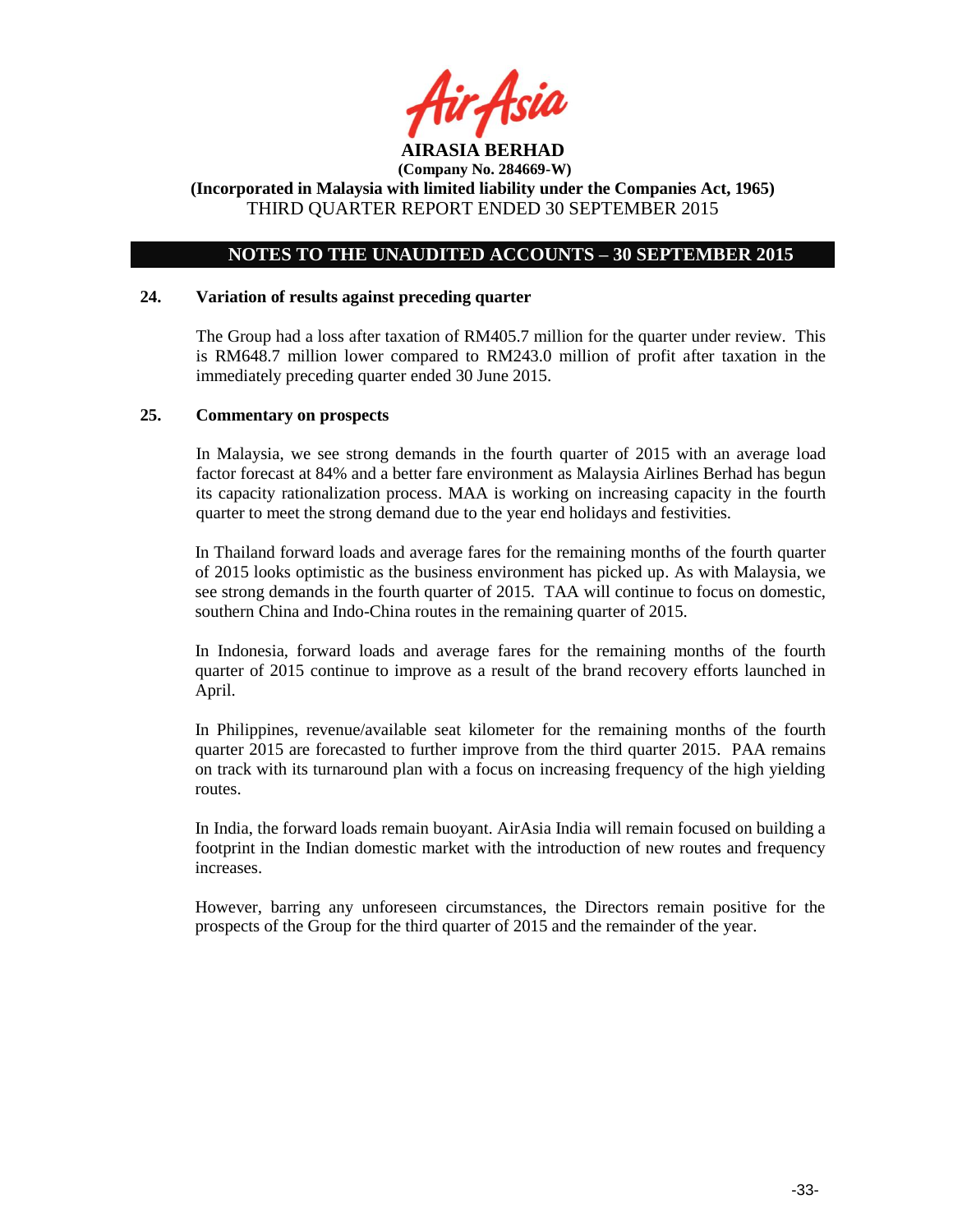## NOTES TO THE UNAUDITED ACCOUNTS – 30 SEPTEMBER 2015

### 24. Variation of results against preceding quarter

The Group had a loss after taxation of RM405.7 million for the quarter under review. This is RM648.7 million lower compared to RM243.0 million of profit after taxation in the immediately preceding quarter ended 30 June 2015.

### 25. Commentary on prospects

In Malaysia, we see strong demands in the fourth quarter of 2015 with an average load factor forecast at 84% and a better fare environment as Malaysia Airlines Berhad has begun its capacity rationalization process. MAA is working on increasing capacity in the fourth quarter to meet the strong demand due to the year end holidays and festivities.

In Thailand forward loads and average fares for the remaining months of the fourth quarter of 2015 looks optimistic as the business environment has picked up. As with Malaysia, we see strong demands in the fourth quarter of 2015. TAA will continue to focus on domestic, southern China and Indo-China routes in the remaining quarter of 2015.

In Indonesia, forward loads and average fares for the remaining months of the fourth quarter of 2015 continue to improve as a result of the brand recovery efforts launched in April.

In Philippines, revenue/available seat kilometer for the remaining months of the fourth quarter 2015 are forecasted to further improve from the third quarter 2015. PAA remains on track with its turnaround plan with a focus on increasing frequency of the high yielding routes.

In India, the forward loads remain buoyant. AirAsia India will remain focused on building a footprint in the Indian domestic market with the introduction of new routes and frequency increases.

However, barring any unforeseen circumstances, the Directors remain positive for the prospects of the Group for the third quarter of 2015 and the remainder of the year.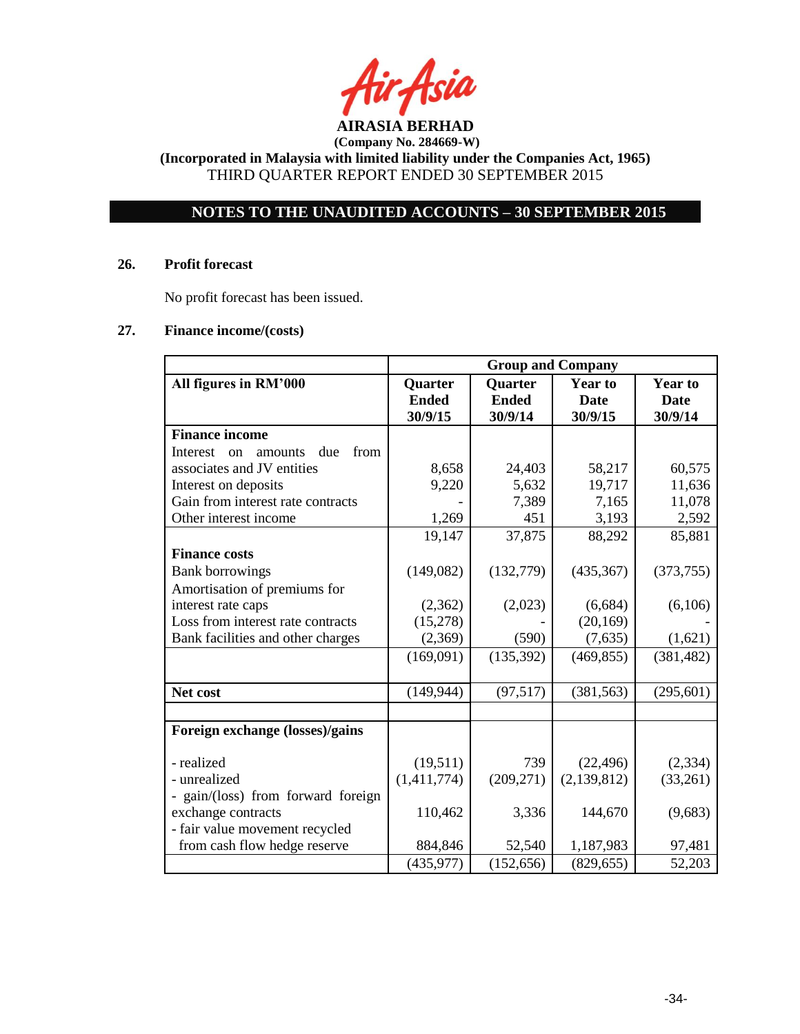**AIRASIA BERHAD**
**(Company No. 284669-W)**
**(Incorporated in Malaysia with limited liability under the Companies Act, 1965)**
THIRD QUARTER REPORT ENDED 30 SEPTEMBER 2015

## NOTES TO THE UNAUDITED ACCOUNTS – 30 SEPTEMBER 2015

### 26. Profit forecast

No profit forecast has been issued.

### 27. Finance income/(costs)

| | Group and Company | | | |
|---|---|---|---|---|
| **All figures in RM'000** | **Quarter Ended 30/9/15** | **Quarter Ended 30/9/14** | **Year to Date 30/9/15** | **Year to Date 30/9/14** |
| **Finance income** | | | | |
| Interest on amounts due from associates and JV entities | 8,658 | 24,403 | 58,217 | 60,575 |
| Interest on deposits | 9,220 | 5,632 | 19,717 | 11,636 |
| Gain from interest rate contracts | - | 7,389 | 7,165 | 11,078 |
| Other interest income | 1,269 | 451 | 3,193 | 2,592 |
| | 19,147 | 37,875 | 88,292 | 85,881 |
| **Finance costs** | | | | |
| Bank borrowings | (149,082) | (132,779) | (435,367) | (373,755) |
| Amortisation of premiums for interest rate caps | (2,362) | (2,023) | (6,684) | (6,106) |
| Loss from interest rate contracts | (15,278) | - | (20,169) | - |
| Bank facilities and other charges | (2,369) | (590) | (7,635) | (1,621) |
| | (169,091) | (135,392) | (469,855) | (381,482) |
| **Net cost** | (149,944) | (97,517) | (381,563) | (295,601) |
| | | | | |
| **Foreign exchange (losses)/gains** | | | | |
| - realized | (19,511) | 739 | (22,496) | (2,334) |
| - unrealized | (1,411,774) | (209,271) | (2,139,812) | (33,261) |
| - gain/(loss) from forward foreign exchange contracts | 110,462 | 3,336 | 144,670 | (9,683) |
| - fair value movement recycled from cash flow hedge reserve | 884,846 | 52,540 | 1,187,983 | 97,481 |
| | (435,977) | (152,656) | (829,655) | 52,203 |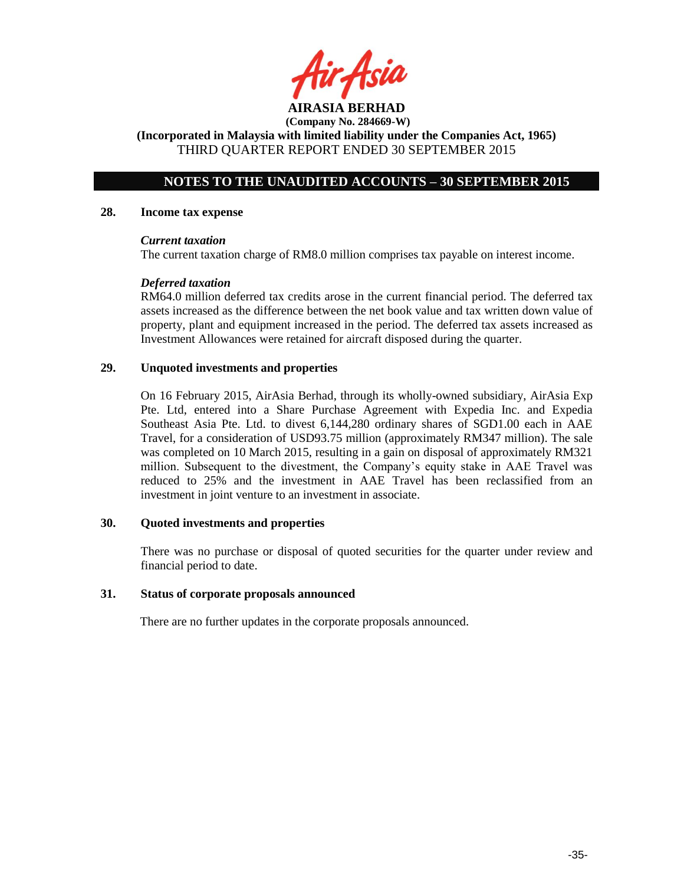**AIRASIA BERHAD**
**(Company No. 284669-W)**
**(Incorporated in Malaysia with limited liability under the Companies Act, 1965)**
THIRD QUARTER REPORT ENDED 30 SEPTEMBER 2015

## NOTES TO THE UNAUDITED ACCOUNTS – 30 SEPTEMBER 2015

### 28. Income tax expense

***Current taxation***

The current taxation charge of RM8.0 million comprises tax payable on interest income.

***Deferred taxation***

RM64.0 million deferred tax credits arose in the current financial period. The deferred tax assets increased as the difference between the net book value and tax written down value of property, plant and equipment increased in the period. The deferred tax assets increased as Investment Allowances were retained for aircraft disposed during the quarter.

### 29. Unquoted investments and properties

On 16 February 2015, AirAsia Berhad, through its wholly-owned subsidiary, AirAsia Exp Pte. Ltd, entered into a Share Purchase Agreement with Expedia Inc. and Expedia Southeast Asia Pte. Ltd. to divest 6,144,280 ordinary shares of SGD1.00 each in AAE Travel, for a consideration of USD93.75 million (approximately RM347 million). The sale was completed on 10 March 2015, resulting in a gain on disposal of approximately RM321 million. Subsequent to the divestment, the Company's equity stake in AAE Travel was reduced to 25% and the investment in AAE Travel has been reclassified from an investment in joint venture to an investment in associate.

### 30. Quoted investments and properties

There was no purchase or disposal of quoted securities for the quarter under review and financial period to date.

### 31. Status of corporate proposals announced

There are no further updates in the corporate proposals announced.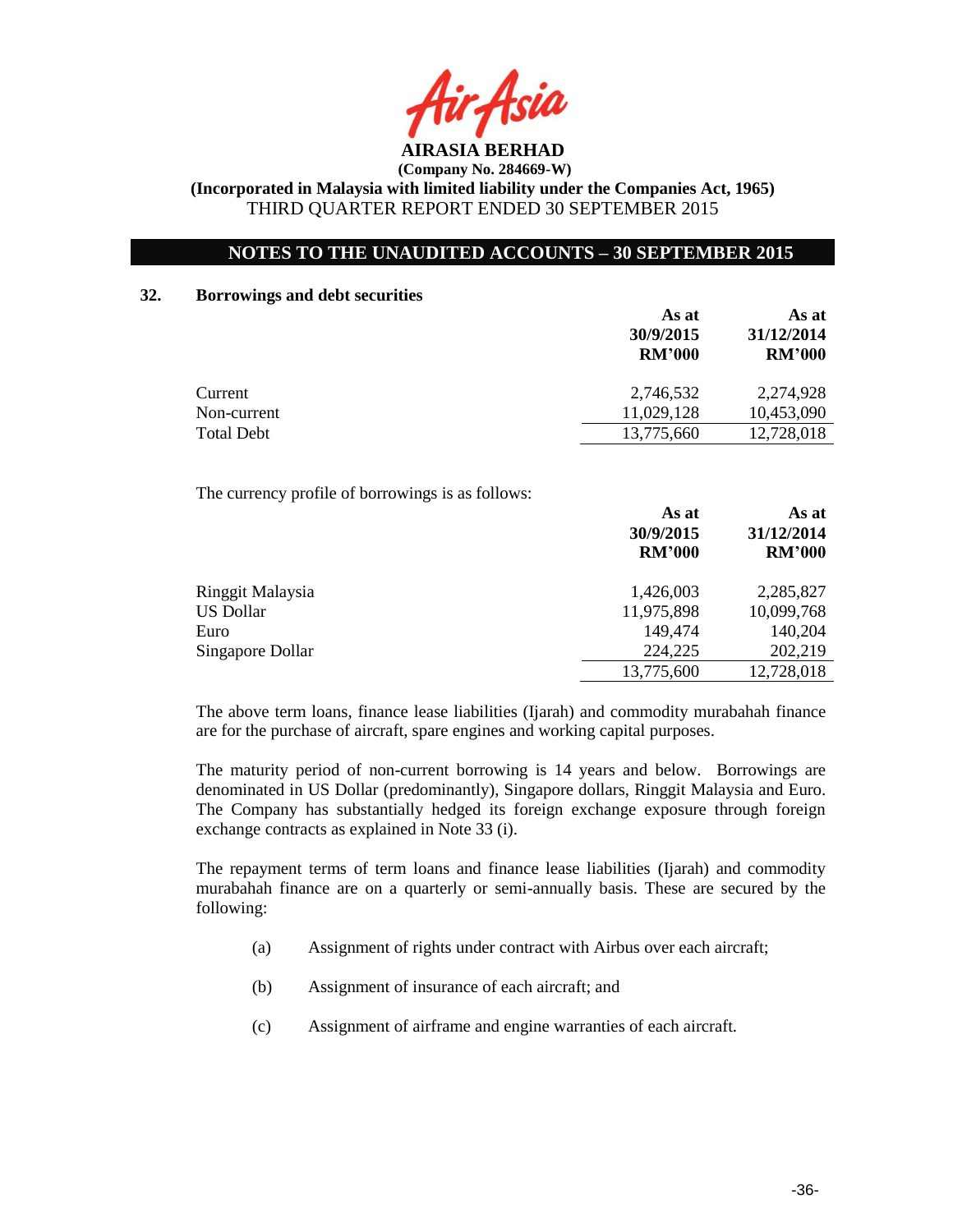## NOTES TO THE UNAUDITED ACCOUNTS – 30 SEPTEMBER 2015

### 32. Borrowings and debt securities

| | As at 30/9/2015 RM'000 | As at 31/12/2014 RM'000 |
|---|---|---|
| Current | 2,746,532 | 2,274,928 |
| Non-current | 11,029,128 | 10,453,090 |
| Total Debt | 13,775,660 | 12,728,018 |

The currency profile of borrowings is as follows:

| | As at 30/9/2015 RM'000 | As at 31/12/2014 RM'000 |
|---|---|---|
| Ringgit Malaysia | 1,426,003 | 2,285,827 |
| US Dollar | 11,975,898 | 10,099,768 |
| Euro | 149,474 | 140,204 |
| Singapore Dollar | 224,225 | 202,219 |
| | 13,775,600 | 12,728,018 |

The above term loans, finance lease liabilities (Ijarah) and commodity murabahah finance are for the purchase of aircraft, spare engines and working capital purposes.

The maturity period of non-current borrowing is 14 years and below. Borrowings are denominated in US Dollar (predominantly), Singapore dollars, Ringgit Malaysia and Euro. The Company has substantially hedged its foreign exchange exposure through foreign exchange contracts as explained in Note 33 (i).

The repayment terms of term loans and finance lease liabilities (Ijarah) and commodity murabahah finance are on a quarterly or semi-annually basis. These are secured by the following:

(a) Assignment of rights under contract with Airbus over each aircraft;

(b) Assignment of insurance of each aircraft; and

(c) Assignment of airframe and engine warranties of each aircraft.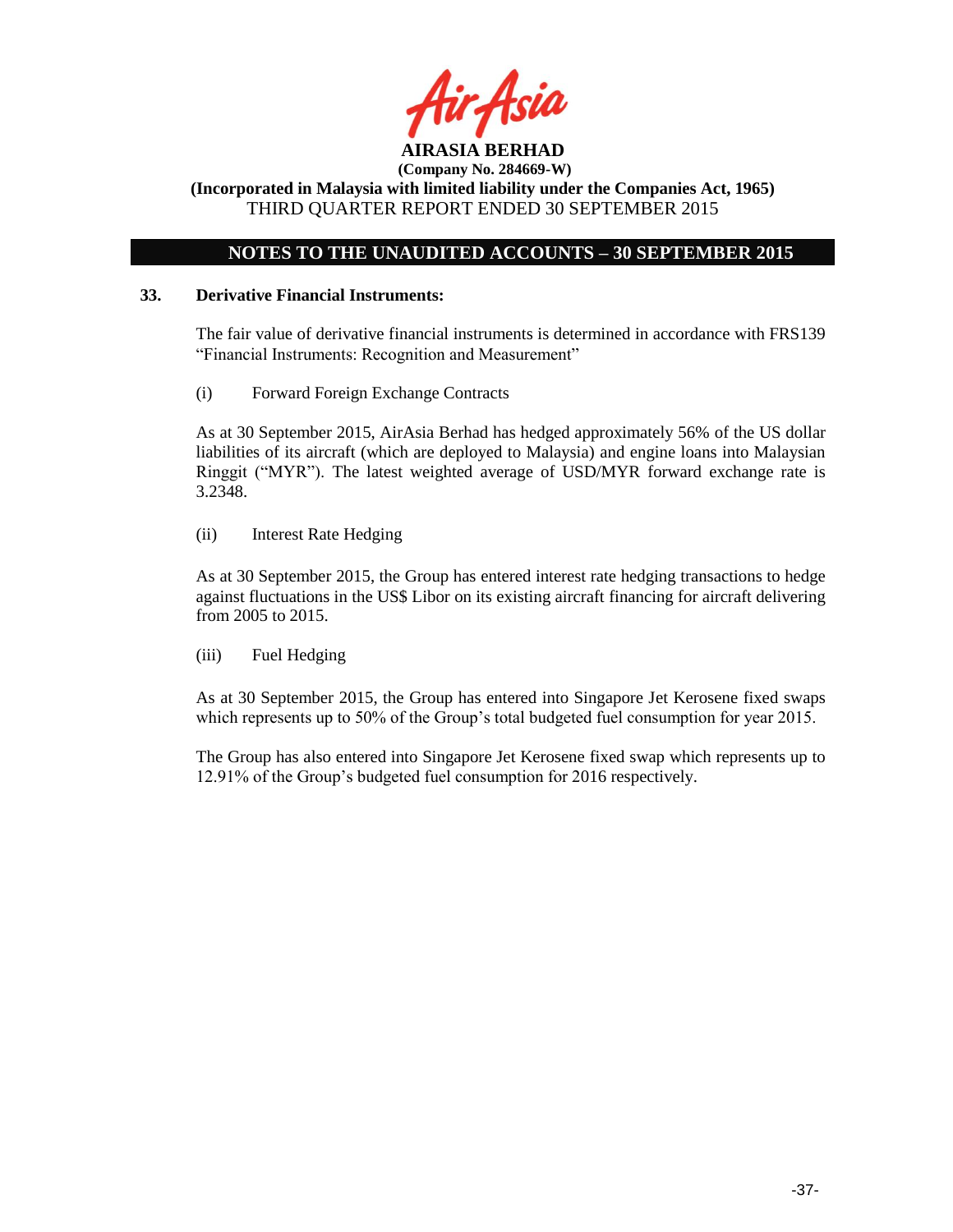## NOTES TO THE UNAUDITED ACCOUNTS – 30 SEPTEMBER 2015

### 33. Derivative Financial Instruments:

The fair value of derivative financial instruments is determined in accordance with FRS139 "Financial Instruments: Recognition and Measurement"

(i) Forward Foreign Exchange Contracts

As at 30 September 2015, AirAsia Berhad has hedged approximately 56% of the US dollar liabilities of its aircraft (which are deployed to Malaysia) and engine loans into Malaysian Ringgit ("MYR"). The latest weighted average of USD/MYR forward exchange rate is 3.2348.

(ii) Interest Rate Hedging

As at 30 September 2015, the Group has entered interest rate hedging transactions to hedge against fluctuations in the US$ Libor on its existing aircraft financing for aircraft delivering from 2005 to 2015.

(iii) Fuel Hedging

As at 30 September 2015, the Group has entered into Singapore Jet Kerosene fixed swaps which represents up to 50% of the Group's total budgeted fuel consumption for year 2015.

The Group has also entered into Singapore Jet Kerosene fixed swap which represents up to 12.91% of the Group's budgeted fuel consumption for 2016 respectively.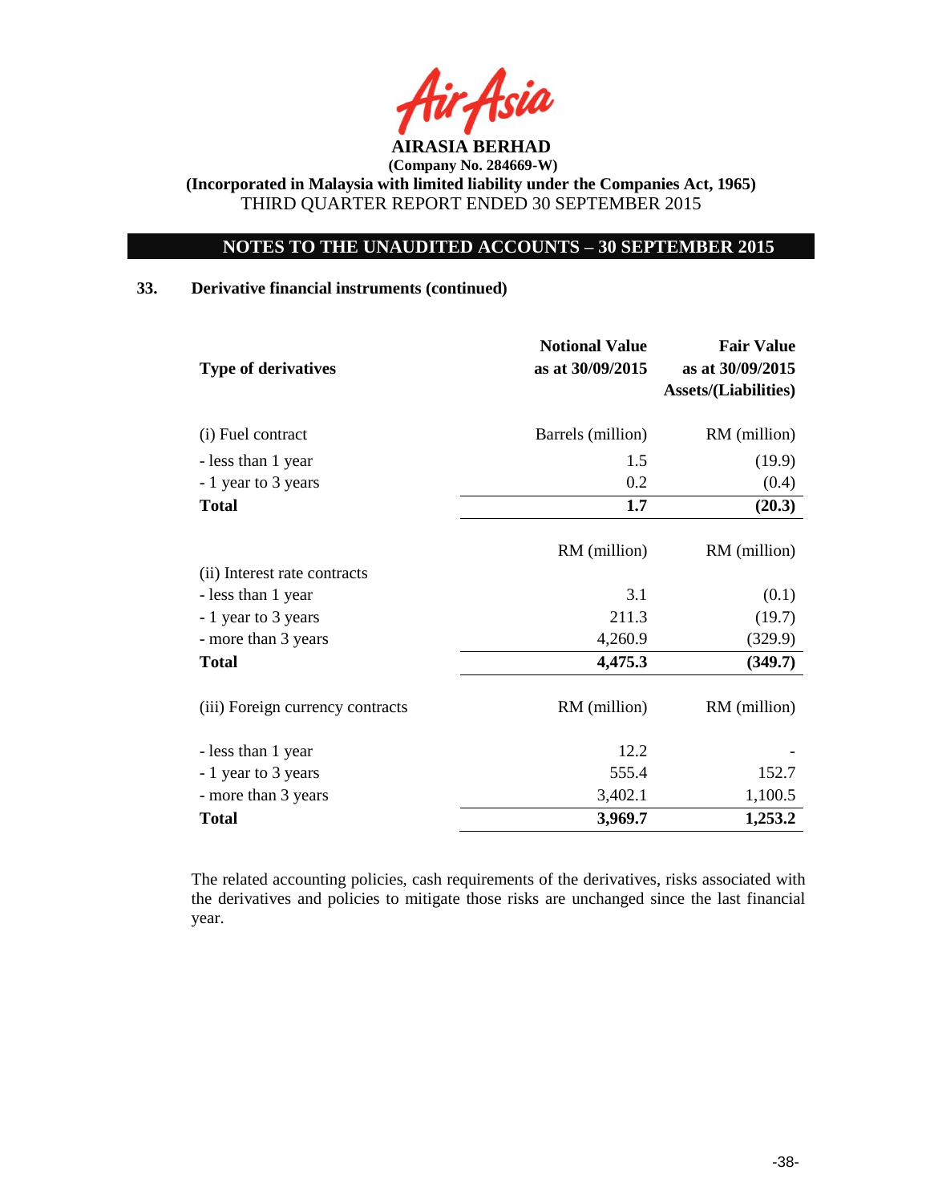## NOTES TO THE UNAUDITED ACCOUNTS – 30 SEPTEMBER 2015

### 33. Derivative financial instruments (continued)

| Type of derivatives | Notional Value as at 30/09/2015 | Fair Value as at 30/09/2015 Assets/(Liabilities) |
|---|---|---|
| (i) Fuel contract | Barrels (million) | RM (million) |
| - less than 1 year | 1.5 | (19.9) |
| - 1 year to 3 years | 0.2 | (0.4) |
| **Total** | **1.7** | **(20.3)** |
| | RM (million) | RM (million) |
| (ii) Interest rate contracts | | |
| - less than 1 year | 3.1 | (0.1) |
| - 1 year to 3 years | 211.3 | (19.7) |
| - more than 3 years | 4,260.9 | (329.9) |
| **Total** | **4,475.3** | **(349.7)** |
| (iii) Foreign currency contracts | RM (million) | RM (million) |
| - less than 1 year | 12.2 | - |
| - 1 year to 3 years | 555.4 | 152.7 |
| - more than 3 years | 3,402.1 | 1,100.5 |
| **Total** | **3,969.7** | **1,253.2** |

The related accounting policies, cash requirements of the derivatives, risks associated with the derivatives and policies to mitigate those risks are unchanged since the last financial year.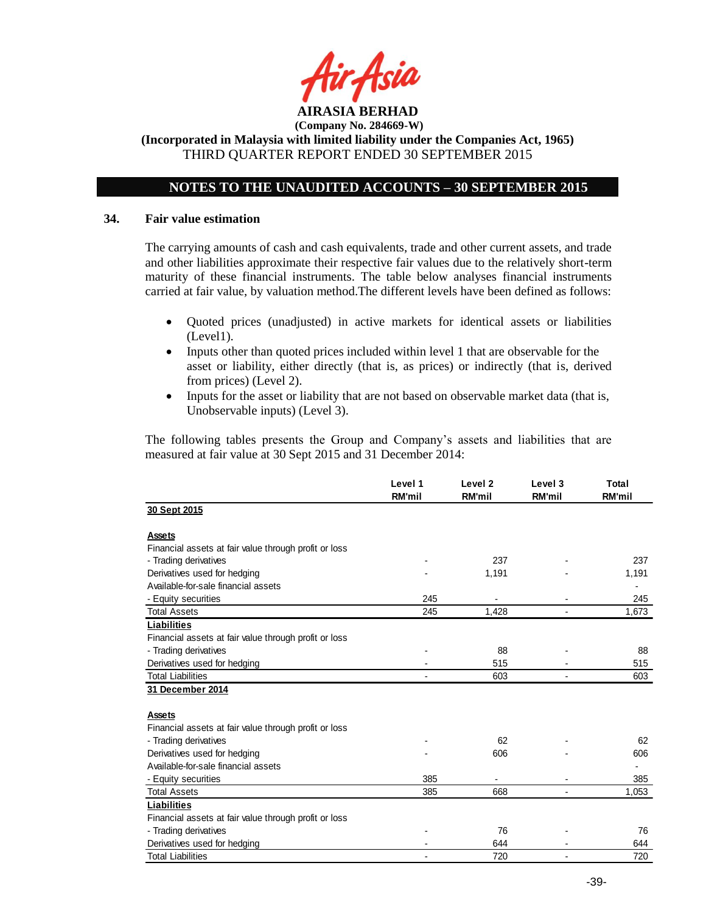**AIRASIA BERHAD**
**(Company No. 284669-W)**
**(Incorporated in Malaysia with limited liability under the Companies Act, 1965)**
THIRD QUARTER REPORT ENDED 30 SEPTEMBER 2015

## NOTES TO THE UNAUDITED ACCOUNTS – 30 SEPTEMBER 2015

### 34. Fair value estimation

The carrying amounts of cash and cash equivalents, trade and other current assets, and trade and other liabilities approximate their respective fair values due to the relatively short-term maturity of these financial instruments. The table below analyses financial instruments carried at fair value, by valuation method.The different levels have been defined as follows:

- Quoted prices (unadjusted) in active markets for identical assets or liabilities (Level1).
- Inputs other than quoted prices included within level 1 that are observable for the asset or liability, either directly (that is, as prices) or indirectly (that is, derived from prices) (Level 2).
- Inputs for the asset or liability that are not based on observable market data (that is, Unobservable inputs) (Level 3).

The following tables presents the Group and Company's assets and liabilities that are measured at fair value at 30 Sept 2015 and 31 December 2014:

| | Level 1 RM'mil | Level 2 RM'mil | Level 3 RM'mil | Total RM'mil |
|---|---|---|---|---|
| **30 Sept 2015** | | | | |
| **Assets** | | | | |
| Financial assets at fair value through profit or loss | | | | |
| - Trading derivatives | - | 237 | - | 237 |
| Derivatives used for hedging | - | 1,191 | - | 1,191 |
| Available-for-sale financial assets | | | | - |
| - Equity securities | 245 | - | - | 245 |
| Total Assets | 245 | 1,428 | - | 1,673 |
| **Liabilities** | | | | |
| Financial assets at fair value through profit or loss | | | | |
| - Trading derivatives | - | 88 | - | 88 |
| Derivatives used for hedging | - | 515 | - | 515 |
| Total Liabilities | - | 603 | - | 603 |
| **31 December 2014** | | | | |
| **Assets** | | | | |
| Financial assets at fair value through profit or loss | | | | |
| - Trading derivatives | - | 62 | - | 62 |
| Derivatives used for hedging | - | 606 | - | 606 |
| Available-for-sale financial assets | | | | - |
| - Equity securities | 385 | - | - | 385 |
| Total Assets | 385 | 668 | - | 1,053 |
| **Liabilities** | | | | |
| Financial assets at fair value through profit or loss | | | | |
| - Trading derivatives | - | 76 | - | 76 |
| Derivatives used for hedging | - | 644 | - | 644 |
| Total Liabilities | - | 720 | - | 720 |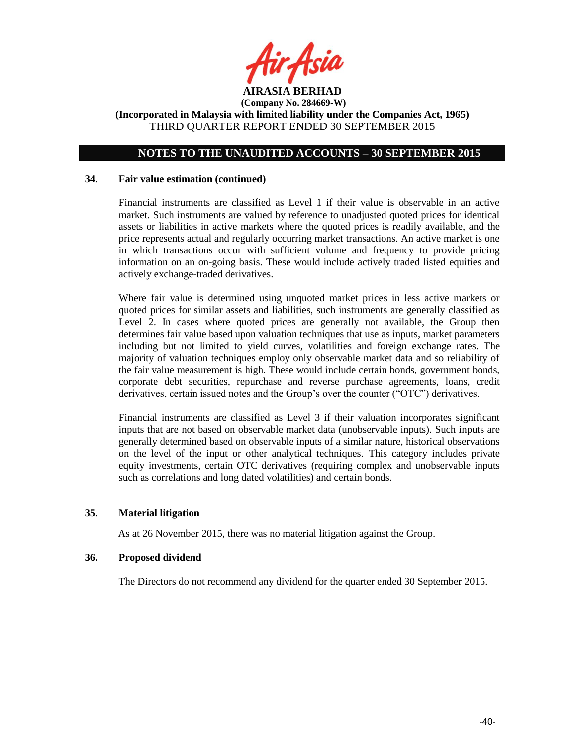## 34. Fair value estimation (continued)

Financial instruments are classified as Level 1 if their value is observable in an active market. Such instruments are valued by reference to unadjusted quoted prices for identical assets or liabilities in active markets where the quoted prices is readily available, and the price represents actual and regularly occurring market transactions. An active market is one in which transactions occur with sufficient volume and frequency to provide pricing information on an on-going basis. These would include actively traded listed equities and actively exchange-traded derivatives.

Where fair value is determined using unquoted market prices in less active markets or quoted prices for similar assets and liabilities, such instruments are generally classified as Level 2. In cases where quoted prices are generally not available, the Group then determines fair value based upon valuation techniques that use as inputs, market parameters including but not limited to yield curves, volatilities and foreign exchange rates. The majority of valuation techniques employ only observable market data and so reliability of the fair value measurement is high. These would include certain bonds, government bonds, corporate debt securities, repurchase and reverse purchase agreements, loans, credit derivatives, certain issued notes and the Group's over the counter ("OTC") derivatives.

Financial instruments are classified as Level 3 if their valuation incorporates significant inputs that are not based on observable market data (unobservable inputs). Such inputs are generally determined based on observable inputs of a similar nature, historical observations on the level of the input or other analytical techniques. This category includes private equity investments, certain OTC derivatives (requiring complex and unobservable inputs such as correlations and long dated volatilities) and certain bonds.

## 35. Material litigation

As at 26 November 2015, there was no material litigation against the Group.

## 36. Proposed dividend

The Directors do not recommend any dividend for the quarter ended 30 September 2015.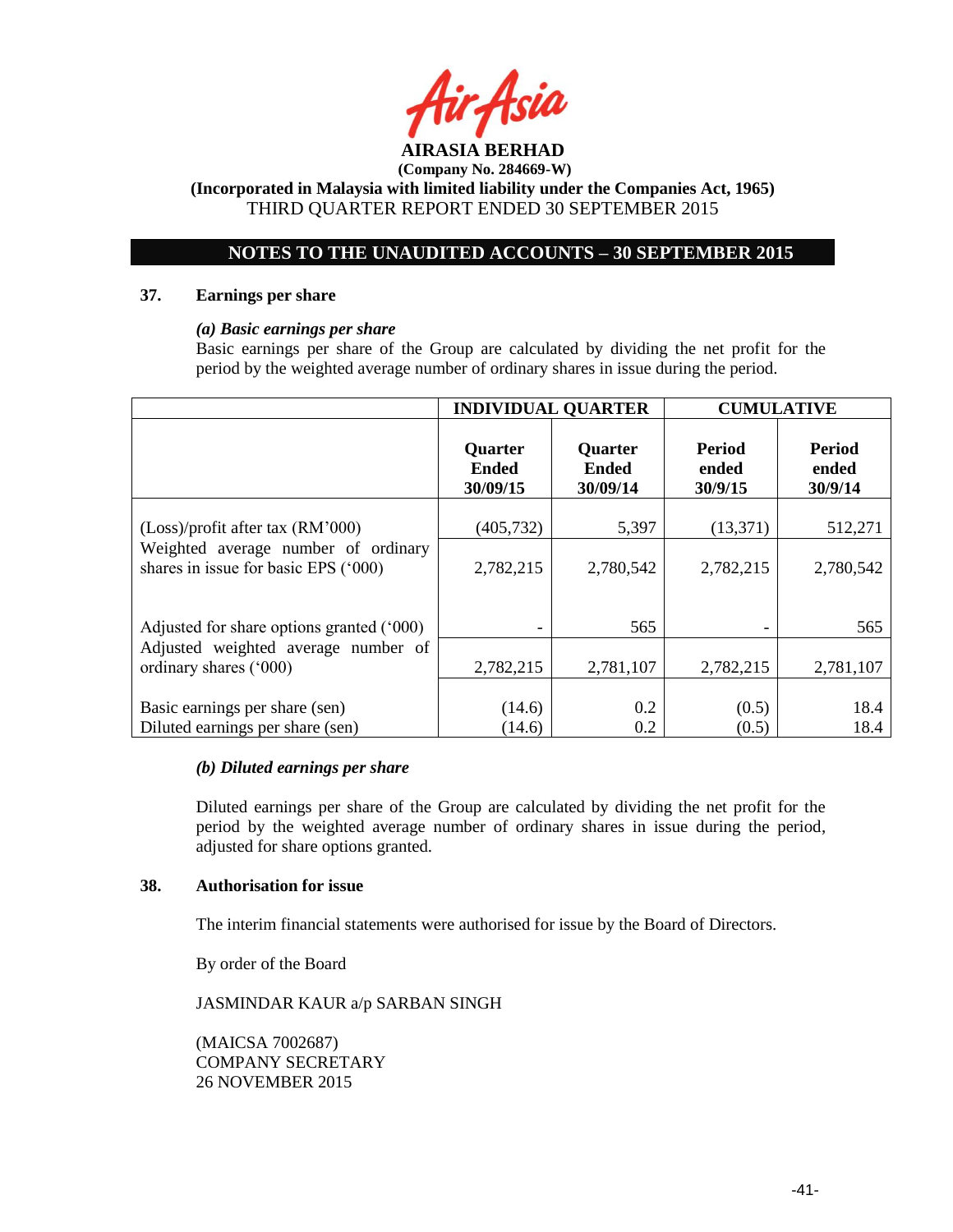# AIRASIA BERHAD

**(Company No. 284669-W)**

**(Incorporated in Malaysia with limited liability under the Companies Act, 1965)**

THIRD QUARTER REPORT ENDED 30 SEPTEMBER 2015

## NOTES TO THE UNAUDITED ACCOUNTS – 30 SEPTEMBER 2015

### 37. Earnings per share

***(a) Basic earnings per share***

Basic earnings per share of the Group are calculated by dividing the net profit for the period by the weighted average number of ordinary shares in issue during the period.

| | INDIVIDUAL QUARTER | | CUMULATIVE | |
|---|---|---|---|---|
| | **Quarter Ended 30/09/15** | **Quarter Ended 30/09/14** | **Period ended 30/9/15** | **Period ended 30/9/14** |
| (Loss)/profit after tax (RM'000) | (405,732) | 5,397 | (13,371) | 512,271 |
| Weighted average number of ordinary shares in issue for basic EPS ('000) | 2,782,215 | 2,780,542 | 2,782,215 | 2,780,542 |
| Adjusted for share options granted ('000) | - | 565 | - | 565 |
| Adjusted weighted average number of ordinary shares ('000) | 2,782,215 | 2,781,107 | 2,782,215 | 2,781,107 |
| Basic earnings per share (sen) | (14.6) | 0.2 | (0.5) | 18.4 |
| Diluted earnings per share (sen) | (14.6) | 0.2 | (0.5) | 18.4 |

***(b) Diluted earnings per share***

Diluted earnings per share of the Group are calculated by dividing the net profit for the period by the weighted average number of ordinary shares in issue during the period, adjusted for share options granted.

### 38. Authorisation for issue

The interim financial statements were authorised for issue by the Board of Directors.

By order of the Board

JASMINDAR KAUR a/p SARBAN SINGH

(MAICSA 7002687)
COMPANY SECRETARY
26 NOVEMBER 2015